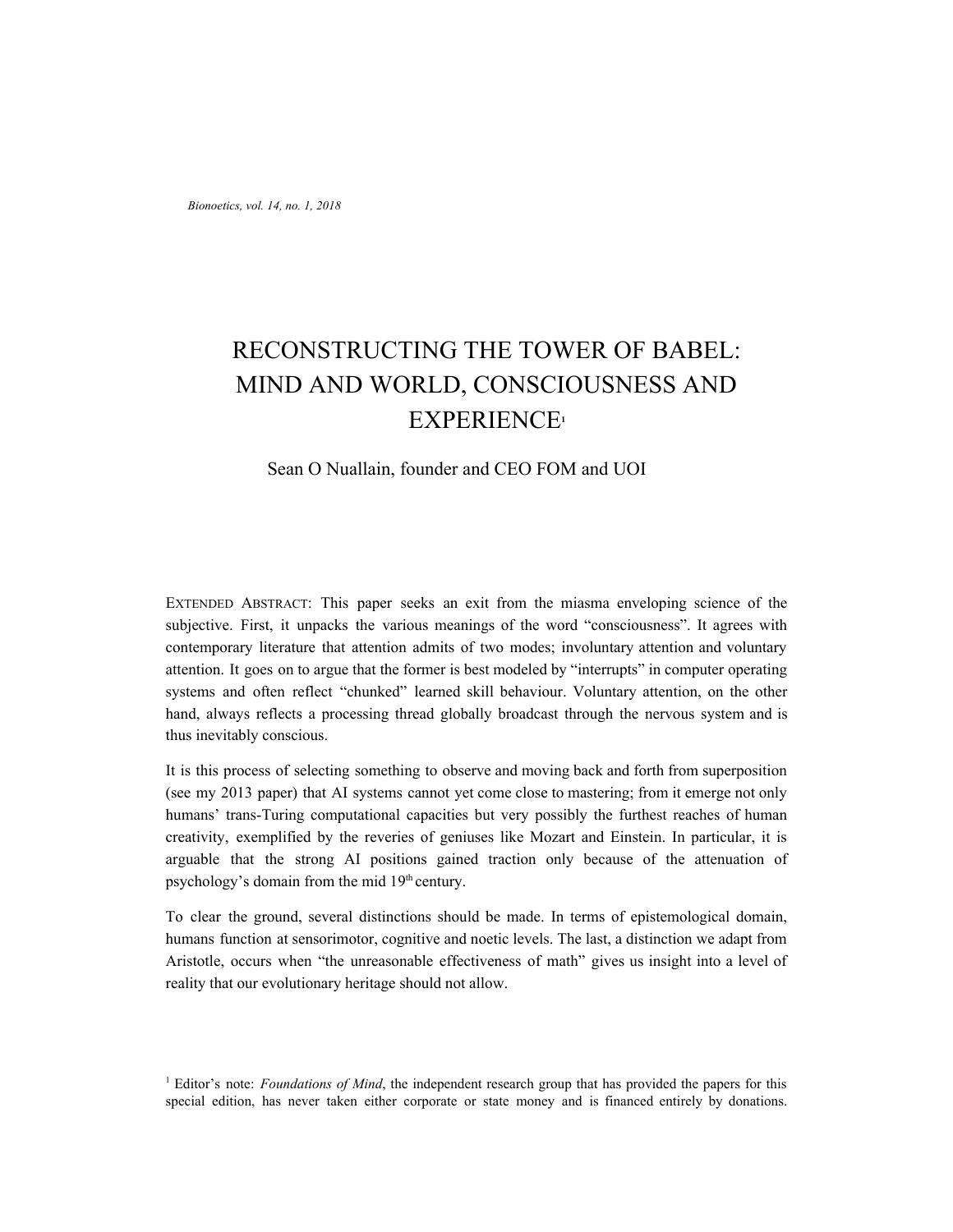# RECONSTRUCTING THE TOWER OF BABEL: MIND AND WORLD, CONSCIOUSNESS AND EXPERIENCE[1]

Sean O Nuallain, founder and CEO FOM and UOI

EXTENDED ABSTRACT: This paper seeks an exit from the miasma enveloping science of the subjective. First, it unpacks the various meanings of the word "consciousness". It agrees with contemporary literature that attention admits of two modes; involuntary attention and voluntary attention. It goes on to argue that the former is best modeled by "interrupts" in computer operating systems and often reflect "chunked" learned skill behaviour. Voluntary attention, on the other hand, always reflects a processing thread globally broadcast through the nervous system and is thus inevitably conscious.

It is this process of selecting something to observe and moving back and forth from superposition (see my 2013 paper) that AI systems cannot yet come close to mastering; from it emerge not only humans' trans-Turing computational capacities but very possibly the furthest reaches of human creativity, exemplified by the reveries of geniuses like Mozart and Einstein. In particular, it is arguable that the strong AI positions gained traction only because of the attenuation of psychology's domain from the mid 19th century.

To clear the ground, several distinctions should be made. In terms of epistemological domain, humans function at sensorimotor, cognitive and noetic levels. The last, a distinction we adapt from Aristotle, occurs when "the unreasonable effectiveness of math" gives us insight into a level of reality that our evolutionary heritage should not allow.

[1] Editor's note: *Foundations of Mind*, the independent research group that has provided the papers for this special edition, has never taken either corporate or state money and is financed entirely by donations.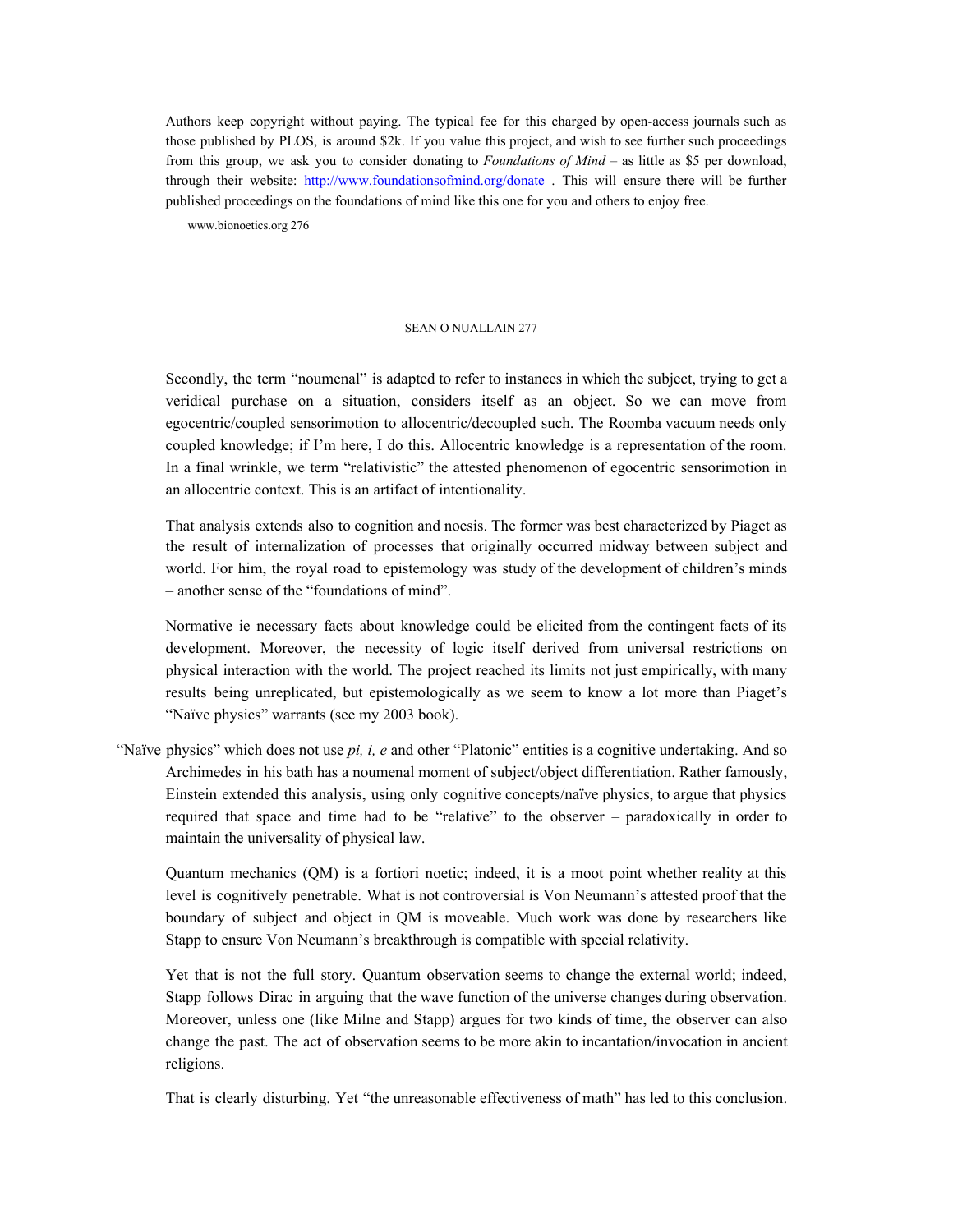Authors keep copyright without paying. The typical fee for this charged by open-access journals such as those published by PLOS, is around $2k. If you value this project, and wish to see further such proceedings from this group, we ask you to consider donating to *Foundations of Mind* – as little as $5 per download, through their website: http://www.foundationsofmind.org/donate . This will ensure there will be further published proceedings on the foundations of mind like this one for you and others to enjoy free.

Secondly, the term "noumenal" is adapted to refer to instances in which the subject, trying to get a veridical purchase on a situation, considers itself as an object. So we can move from egocentric/coupled sensorimotion to allocentric/decoupled such. The Roomba vacuum needs only coupled knowledge; if I'm here, I do this. Allocentric knowledge is a representation of the room. In a final wrinkle, we term "relativistic" the attested phenomenon of egocentric sensorimotion in an allocentric context. This is an artifact of intentionality.

That analysis extends also to cognition and noesis. The former was best characterized by Piaget as the result of internalization of processes that originally occurred midway between subject and world. For him, the royal road to epistemology was study of the development of children's minds – another sense of the "foundations of mind".

Normative ie necessary facts about knowledge could be elicited from the contingent facts of its development. Moreover, the necessity of logic itself derived from universal restrictions on physical interaction with the world. The project reached its limits not just empirically, with many results being unreplicated, but epistemologically as we seem to know a lot more than Piaget's "Naïve physics" warrants (see my 2003 book).

"Naïve physics" which does not use *pi, i, e* and other "Platonic" entities is a cognitive undertaking. And so Archimedes in his bath has a noumenal moment of subject/object differentiation. Rather famously, Einstein extended this analysis, using only cognitive concepts/naïve physics, to argue that physics required that space and time had to be "relative" to the observer – paradoxically in order to maintain the universality of physical law.

Quantum mechanics (QM) is a fortiori noetic; indeed, it is a moot point whether reality at this level is cognitively penetrable. What is not controversial is Von Neumann's attested proof that the boundary of subject and object in QM is moveable. Much work was done by researchers like Stapp to ensure Von Neumann's breakthrough is compatible with special relativity.

Yet that is not the full story. Quantum observation seems to change the external world; indeed, Stapp follows Dirac in arguing that the wave function of the universe changes during observation. Moreover, unless one (like Milne and Stapp) argues for two kinds of time, the observer can also change the past. The act of observation seems to be more akin to incantation/invocation in ancient religions.

That is clearly disturbing. Yet "the unreasonable effectiveness of math" has led to this conclusion.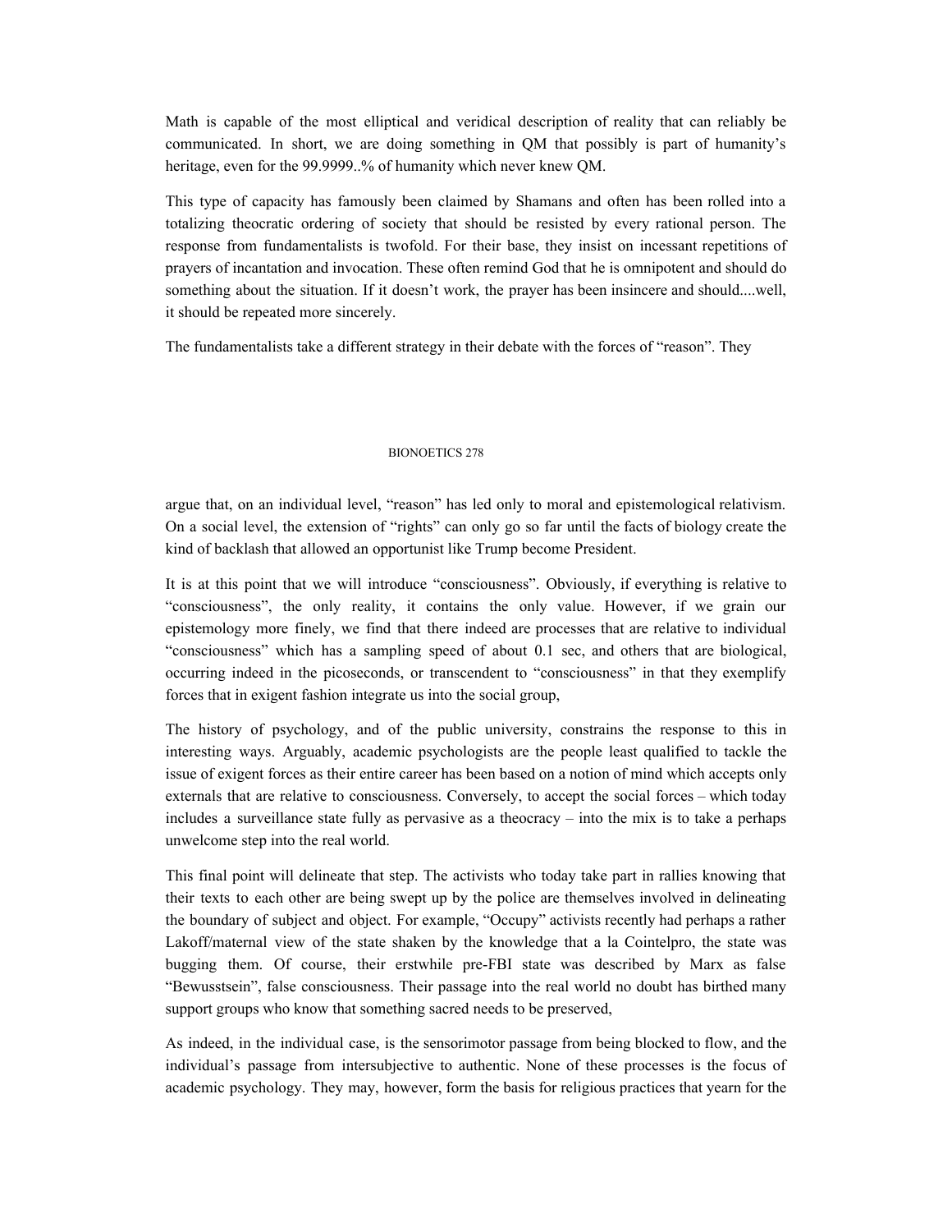Math is capable of the most elliptical and veridical description of reality that can reliably be communicated. In short, we are doing something in QM that possibly is part of humanity's heritage, even for the 99.9999..% of humanity which never knew QM.

This type of capacity has famously been claimed by Shamans and often has been rolled into a totalizing theocratic ordering of society that should be resisted by every rational person. The response from fundamentalists is twofold. For their base, they insist on incessant repetitions of prayers of incantation and invocation. These often remind God that he is omnipotent and should do something about the situation. If it doesn't work, the prayer has been insincere and should....well, it should be repeated more sincerely.

The fundamentalists take a different strategy in their debate with the forces of "reason". They argue that, on an individual level, "reason" has led only to moral and epistemological relativism. On a social level, the extension of "rights" can only go so far until the facts of biology create the kind of backlash that allowed an opportunist like Trump become President.

It is at this point that we will introduce "consciousness". Obviously, if everything is relative to "consciousness", the only reality, it contains the only value. However, if we grain our epistemology more finely, we find that there indeed are processes that are relative to individual "consciousness" which has a sampling speed of about 0.1 sec, and others that are biological, occurring indeed in the picoseconds, or transcendent to "consciousness" in that they exemplify forces that in exigent fashion integrate us into the social group,

The history of psychology, and of the public university, constrains the response to this in interesting ways. Arguably, academic psychologists are the people least qualified to tackle the issue of exigent forces as their entire career has been based on a notion of mind which accepts only externals that are relative to consciousness. Conversely, to accept the social forces – which today includes a surveillance state fully as pervasive as a theocracy – into the mix is to take a perhaps unwelcome step into the real world.

This final point will delineate that step. The activists who today take part in rallies knowing that their texts to each other are being swept up by the police are themselves involved in delineating the boundary of subject and object. For example, "Occupy" activists recently had perhaps a rather Lakoff/maternal view of the state shaken by the knowledge that a la Cointelpro, the state was bugging them. Of course, their erstwhile pre-FBI state was described by Marx as false "Bewusstsein", false consciousness. Their passage into the real world no doubt has birthed many support groups who know that something sacred needs to be preserved,

As indeed, in the individual case, is the sensorimotor passage from being blocked to flow, and the individual's passage from intersubjective to authentic. None of these processes is the focus of academic psychology. They may, however, form the basis for religious practices that yearn for the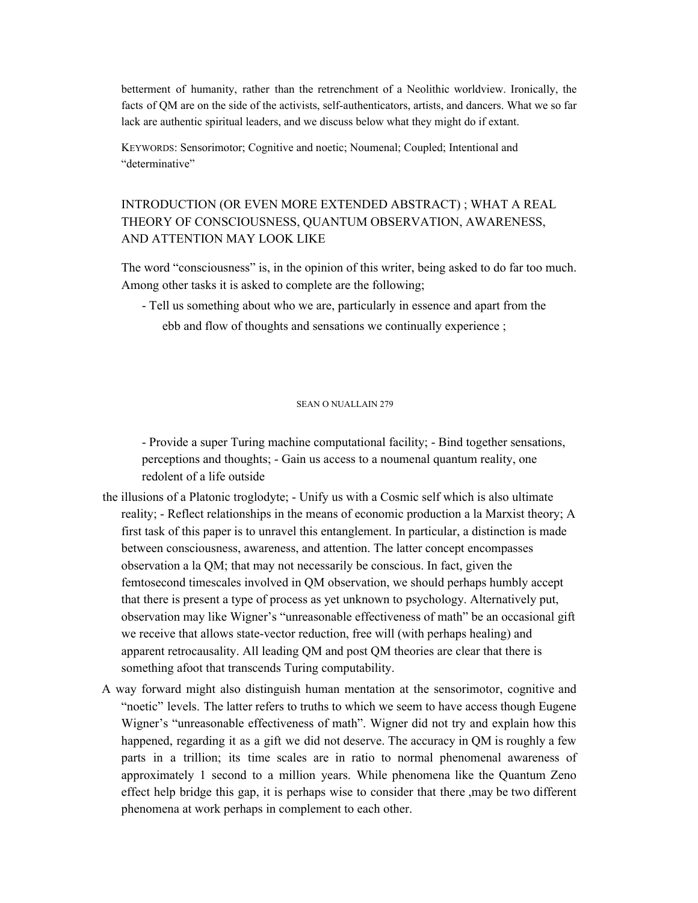betterment of humanity, rather than the retrenchment of a Neolithic worldview. Ironically, the facts of QM are on the side of the activists, self-authenticators, artists, and dancers. What we so far lack are authentic spiritual leaders, and we discuss below what they might do if extant.

KEYWORDS: Sensorimotor; Cognitive and noetic; Noumenal; Coupled; Intentional and "determinative"

## INTRODUCTION (OR EVEN MORE EXTENDED ABSTRACT) ; WHAT A REAL THEORY OF CONSCIOUSNESS, QUANTUM OBSERVATION, AWARENESS, AND ATTENTION MAY LOOK LIKE

The word "consciousness" is, in the opinion of this writer, being asked to do far too much. Among other tasks it is asked to complete are the following;

- Tell us something about who we are, particularly in essence and apart from the ebb and flow of thoughts and sensations we continually experience ;

- Provide a super Turing machine computational facility; - Bind together sensations, perceptions and thoughts; - Gain us access to a noumenal quantum reality, one redolent of a life outside the illusions of a Platonic troglodyte; - Unify us with a Cosmic self which is also ultimate reality; - Reflect relationships in the means of economic production a la Marxist theory; A first task of this paper is to unravel this entanglement. In particular, a distinction is made between consciousness, awareness, and attention. The latter concept encompasses observation a la QM; that may not necessarily be conscious. In fact, given the femtosecond timescales involved in QM observation, we should perhaps humbly accept that there is present a type of process as yet unknown to psychology. Alternatively put, observation may like Wigner's "unreasonable effectiveness of math" be an occasional gift we receive that allows state-vector reduction, free will (with perhaps healing) and apparent retrocausality. All leading QM and post QM theories are clear that there is something afoot that transcends Turing computability.

A way forward might also distinguish human mentation at the sensorimotor, cognitive and "noetic" levels. The latter refers to truths to which we seem to have access though Eugene Wigner's "unreasonable effectiveness of math". Wigner did not try and explain how this happened, regarding it as a gift we did not deserve. The accuracy in QM is roughly a few parts in a trillion; its time scales are in ratio to normal phenomenal awareness of approximately 1 second to a million years. While phenomena like the Quantum Zeno effect help bridge this gap, it is perhaps wise to consider that there ,may be two different phenomena at work perhaps in complement to each other.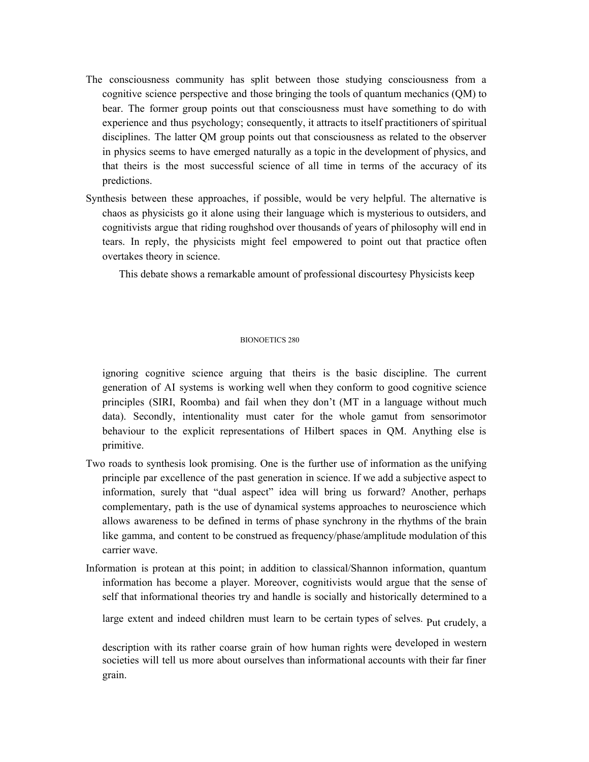The consciousness community has split between those studying consciousness from a cognitive science perspective and those bringing the tools of quantum mechanics (QM) to bear. The former group points out that consciousness must have something to do with experience and thus psychology; consequently, it attracts to itself practitioners of spiritual disciplines. The latter QM group points out that consciousness as related to the observer in physics seems to have emerged naturally as a topic in the development of physics, and that theirs is the most successful science of all time in terms of the accuracy of its predictions.

Synthesis between these approaches, if possible, would be very helpful. The alternative is chaos as physicists go it alone using their language which is mysterious to outsiders, and cognitivists argue that riding roughshod over thousands of years of philosophy will end in tears. In reply, the physicists might feel empowered to point out that practice often overtakes theory in science.

This debate shows a remarkable amount of professional discourtesy Physicists keep ignoring cognitive science arguing that theirs is the basic discipline. The current generation of AI systems is working well when they conform to good cognitive science principles (SIRI, Roomba) and fail when they don't (MT in a language without much data). Secondly, intentionality must cater for the whole gamut from sensorimotor behaviour to the explicit representations of Hilbert spaces in QM. Anything else is primitive.

Two roads to synthesis look promising. One is the further use of information as the unifying principle par excellence of the past generation in science. If we add a subjective aspect to information, surely that "dual aspect" idea will bring us forward? Another, perhaps complementary, path is the use of dynamical systems approaches to neuroscience which allows awareness to be defined in terms of phase synchrony in the rhythms of the brain like gamma, and content to be construed as frequency/phase/amplitude modulation of this carrier wave.

Information is protean at this point; in addition to classical/Shannon information, quantum information has become a player. Moreover, cognitivists would argue that the sense of self that informational theories try and handle is socially and historically determined to a large extent and indeed children must learn to be certain types of selves. Put crudely, a description with its rather coarse grain of how human rights were developed in western societies will tell us more about ourselves than informational accounts with their far finer grain.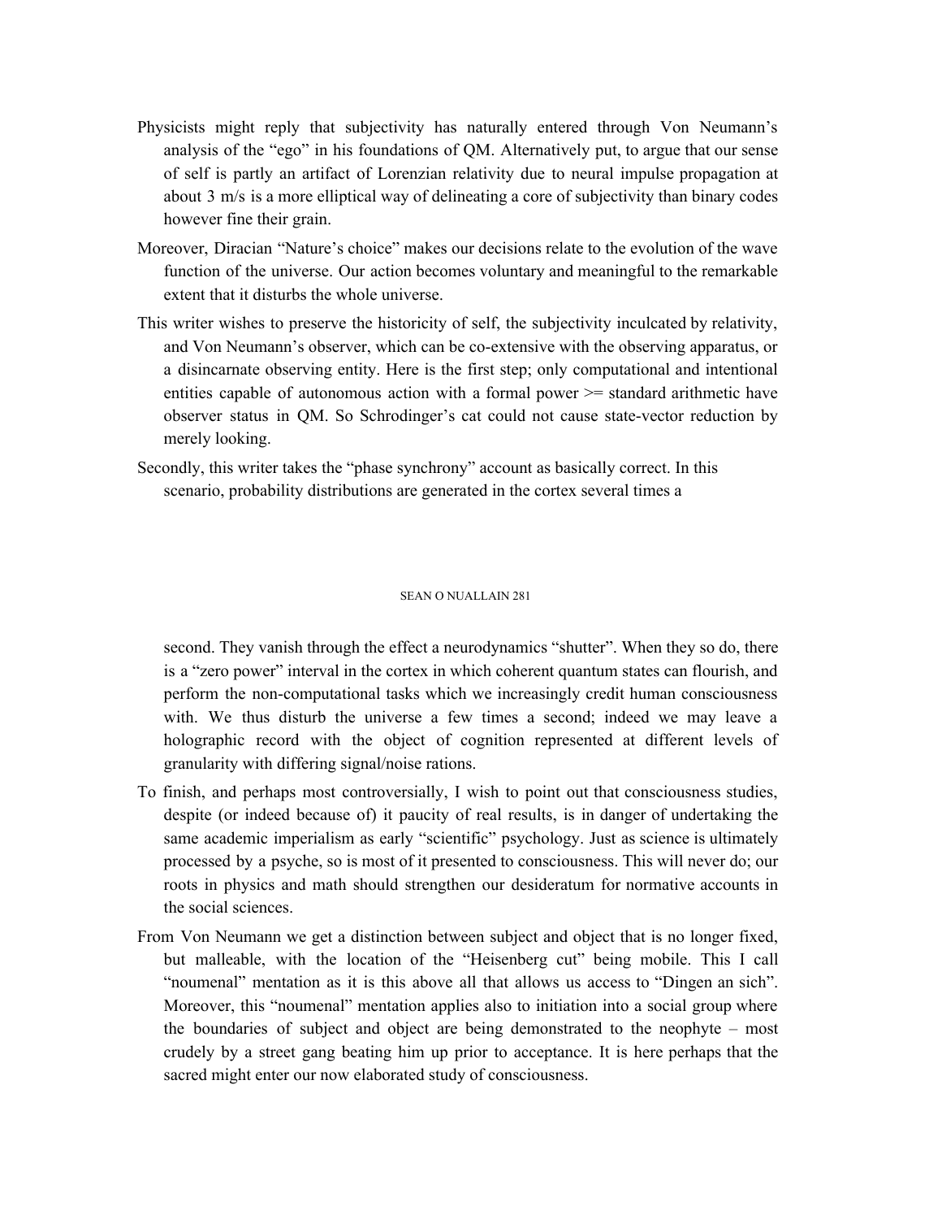Physicists might reply that subjectivity has naturally entered through Von Neumann's analysis of the "ego" in his foundations of QM. Alternatively put, to argue that our sense of self is partly an artifact of Lorenzian relativity due to neural impulse propagation at about 3 m/s is a more elliptical way of delineating a core of subjectivity than binary codes however fine their grain.

Moreover, Diracian "Nature's choice" makes our decisions relate to the evolution of the wave function of the universe. Our action becomes voluntary and meaningful to the remarkable extent that it disturbs the whole universe.

This writer wishes to preserve the historicity of self, the subjectivity inculcated by relativity, and Von Neumann's observer, which can be co-extensive with the observing apparatus, or a disincarnate observing entity. Here is the first step; only computational and intentional entities capable of autonomous action with a formal power >= standard arithmetic have observer status in QM. So Schrodinger's cat could not cause state-vector reduction by merely looking.

Secondly, this writer takes the "phase synchrony" account as basically correct. In this scenario, probability distributions are generated in the cortex several times a second. They vanish through the effect a neurodynamics "shutter". When they so do, there is a "zero power" interval in the cortex in which coherent quantum states can flourish, and perform the non-computational tasks which we increasingly credit human consciousness with. We thus disturb the universe a few times a second; indeed we may leave a holographic record with the object of cognition represented at different levels of granularity with differing signal/noise rations.

To finish, and perhaps most controversially, I wish to point out that consciousness studies, despite (or indeed because of) it paucity of real results, is in danger of undertaking the same academic imperialism as early "scientific" psychology. Just as science is ultimately processed by a psyche, so is most of it presented to consciousness. This will never do; our roots in physics and math should strengthen our desideratum for normative accounts in the social sciences.

From Von Neumann we get a distinction between subject and object that is no longer fixed, but malleable, with the location of the "Heisenberg cut" being mobile. This I call "noumenal" mentation as it is this above all that allows us access to "Dingen an sich". Moreover, this "noumenal" mentation applies also to initiation into a social group where the boundaries of subject and object are being demonstrated to the neophyte – most crudely by a street gang beating him up prior to acceptance. It is here perhaps that the sacred might enter our now elaborated study of consciousness.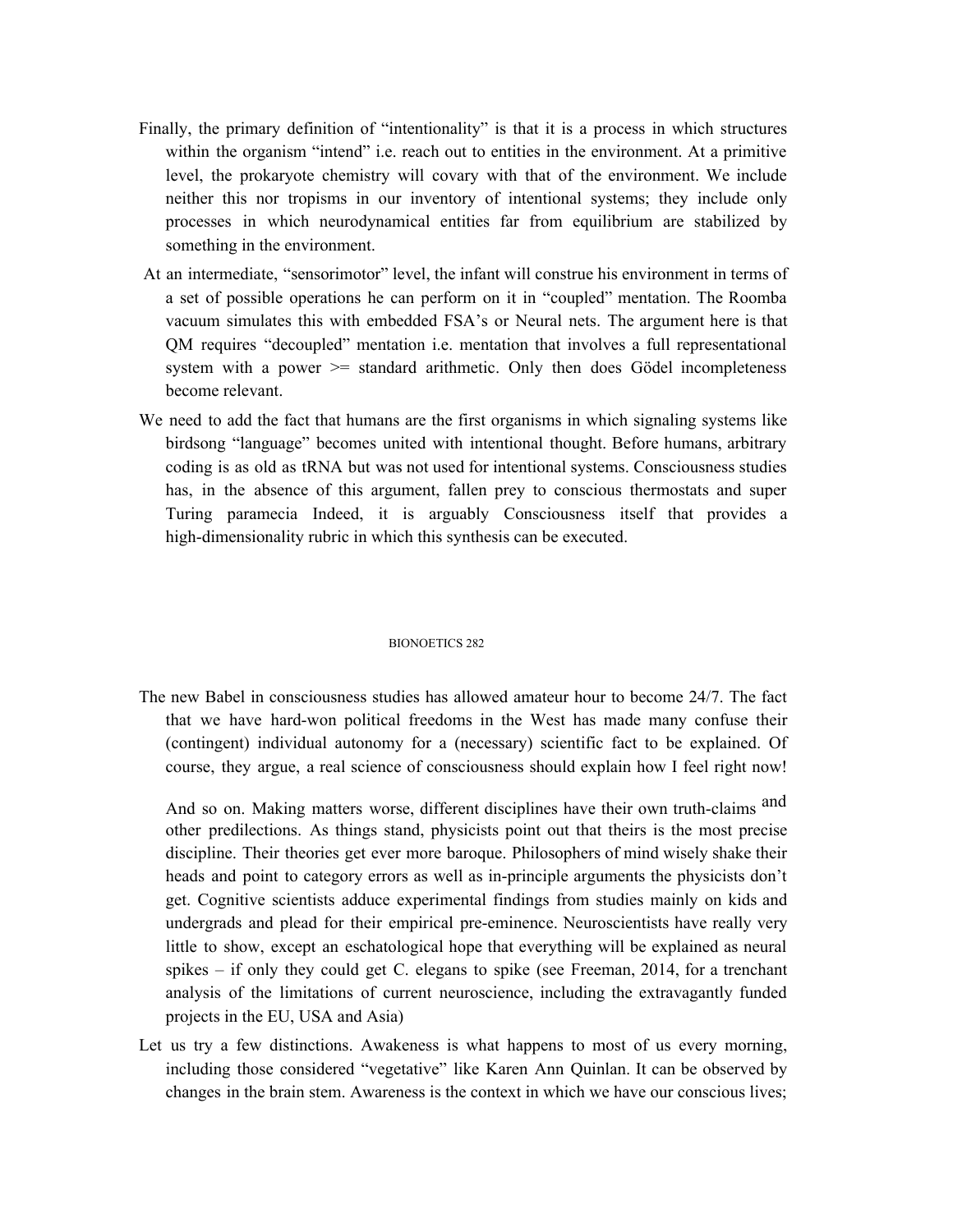Finally, the primary definition of "intentionality" is that it is a process in which structures within the organism "intend" i.e. reach out to entities in the environment. At a primitive level, the prokaryote chemistry will covary with that of the environment. We include neither this nor tropisms in our inventory of intentional systems; they include only processes in which neurodynamical entities far from equilibrium are stabilized by something in the environment.

At an intermediate, "sensorimotor" level, the infant will construe his environment in terms of a set of possible operations he can perform on it in "coupled" mentation. The Roomba vacuum simulates this with embedded FSA's or Neural nets. The argument here is that QM requires "decoupled" mentation i.e. mentation that involves a full representational system with a power >= standard arithmetic. Only then does Gödel incompleteness become relevant.

We need to add the fact that humans are the first organisms in which signaling systems like birdsong "language" becomes united with intentional thought. Before humans, arbitrary coding is as old as tRNA but was not used for intentional systems. Consciousness studies has, in the absence of this argument, fallen prey to conscious thermostats and super Turing paramecia Indeed, it is arguably Consciousness itself that provides a high-dimensionality rubric in which this synthesis can be executed.

BIONOETICS 282

The new Babel in consciousness studies has allowed amateur hour to become 24/7. The fact that we have hard-won political freedoms in the West has made many confuse their (contingent) individual autonomy for a (necessary) scientific fact to be explained. Of course, they argue, a real science of consciousness should explain how I feel right now!

And so on. Making matters worse, different disciplines have their own truth-claims and other predilections. As things stand, physicists point out that theirs is the most precise discipline. Their theories get ever more baroque. Philosophers of mind wisely shake their heads and point to category errors as well as in-principle arguments the physicists don't get. Cognitive scientists adduce experimental findings from studies mainly on kids and undergrads and plead for their empirical pre-eminence. Neuroscientists have really very little to show, except an eschatological hope that everything will be explained as neural spikes – if only they could get C. elegans to spike (see Freeman, 2014, for a trenchant analysis of the limitations of current neuroscience, including the extravagantly funded projects in the EU, USA and Asia)

Let us try a few distinctions. Awakeness is what happens to most of us every morning, including those considered "vegetative" like Karen Ann Quinlan. It can be observed by changes in the brain stem. Awareness is the context in which we have our conscious lives;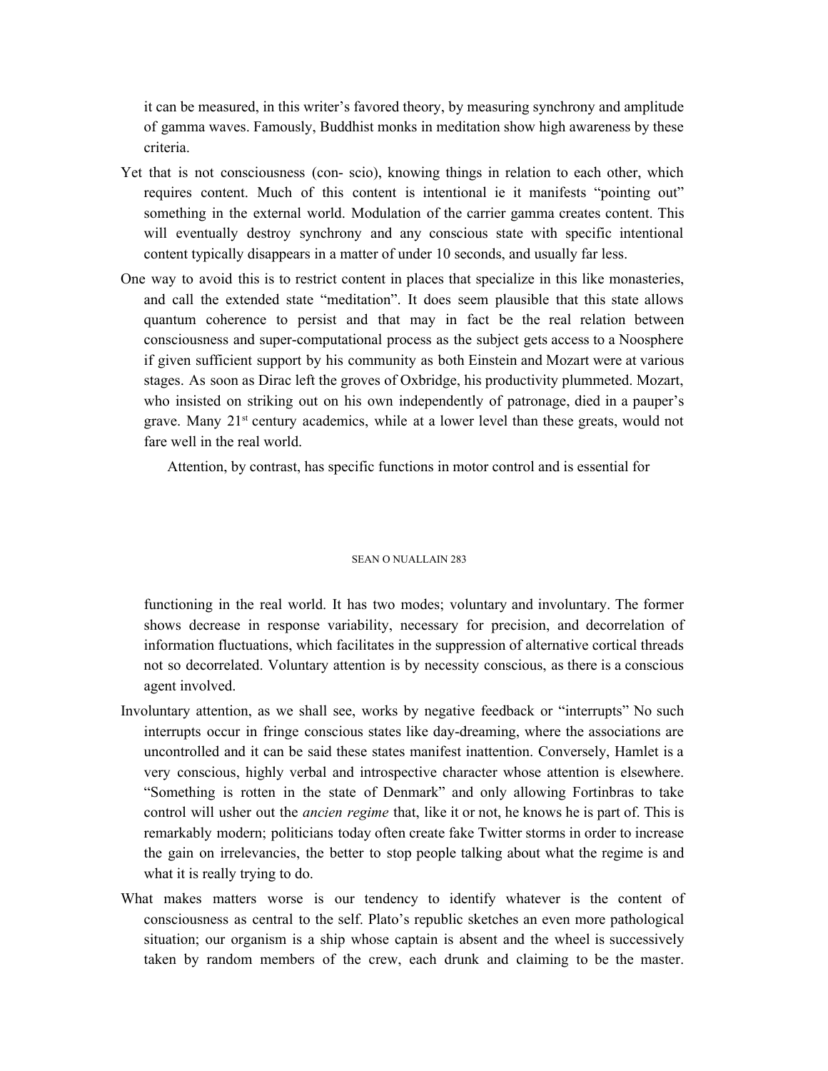it can be measured, in this writer's favored theory, by measuring synchrony and amplitude of gamma waves. Famously, Buddhist monks in meditation show high awareness by these criteria.

Yet that is not consciousness (con- scio), knowing things in relation to each other, which requires content. Much of this content is intentional ie it manifests "pointing out" something in the external world. Modulation of the carrier gamma creates content. This will eventually destroy synchrony and any conscious state with specific intentional content typically disappears in a matter of under 10 seconds, and usually far less.

One way to avoid this is to restrict content in places that specialize in this like monasteries, and call the extended state "meditation". It does seem plausible that this state allows quantum coherence to persist and that may in fact be the real relation between consciousness and super-computational process as the subject gets access to a Noosphere if given sufficient support by his community as both Einstein and Mozart were at various stages. As soon as Dirac left the groves of Oxbridge, his productivity plummeted. Mozart, who insisted on striking out on his own independently of patronage, died in a pauper's grave. Many 21st century academics, while at a lower level than these greats, would not fare well in the real world.

Attention, by contrast, has specific functions in motor control and is essential for functioning in the real world. It has two modes; voluntary and involuntary. The former shows decrease in response variability, necessary for precision, and decorrelation of information fluctuations, which facilitates in the suppression of alternative cortical threads not so decorrelated. Voluntary attention is by necessity conscious, as there is a conscious agent involved.

Involuntary attention, as we shall see, works by negative feedback or "interrupts" No such interrupts occur in fringe conscious states like day-dreaming, where the associations are uncontrolled and it can be said these states manifest inattention. Conversely, Hamlet is a very conscious, highly verbal and introspective character whose attention is elsewhere. "Something is rotten in the state of Denmark" and only allowing Fortinbras to take control will usher out the *ancien regime* that, like it or not, he knows he is part of. This is remarkably modern; politicians today often create fake Twitter storms in order to increase the gain on irrelevancies, the better to stop people talking about what the regime is and what it is really trying to do.

What makes matters worse is our tendency to identify whatever is the content of consciousness as central to the self. Plato's republic sketches an even more pathological situation; our organism is a ship whose captain is absent and the wheel is successively taken by random members of the crew, each drunk and claiming to be the master.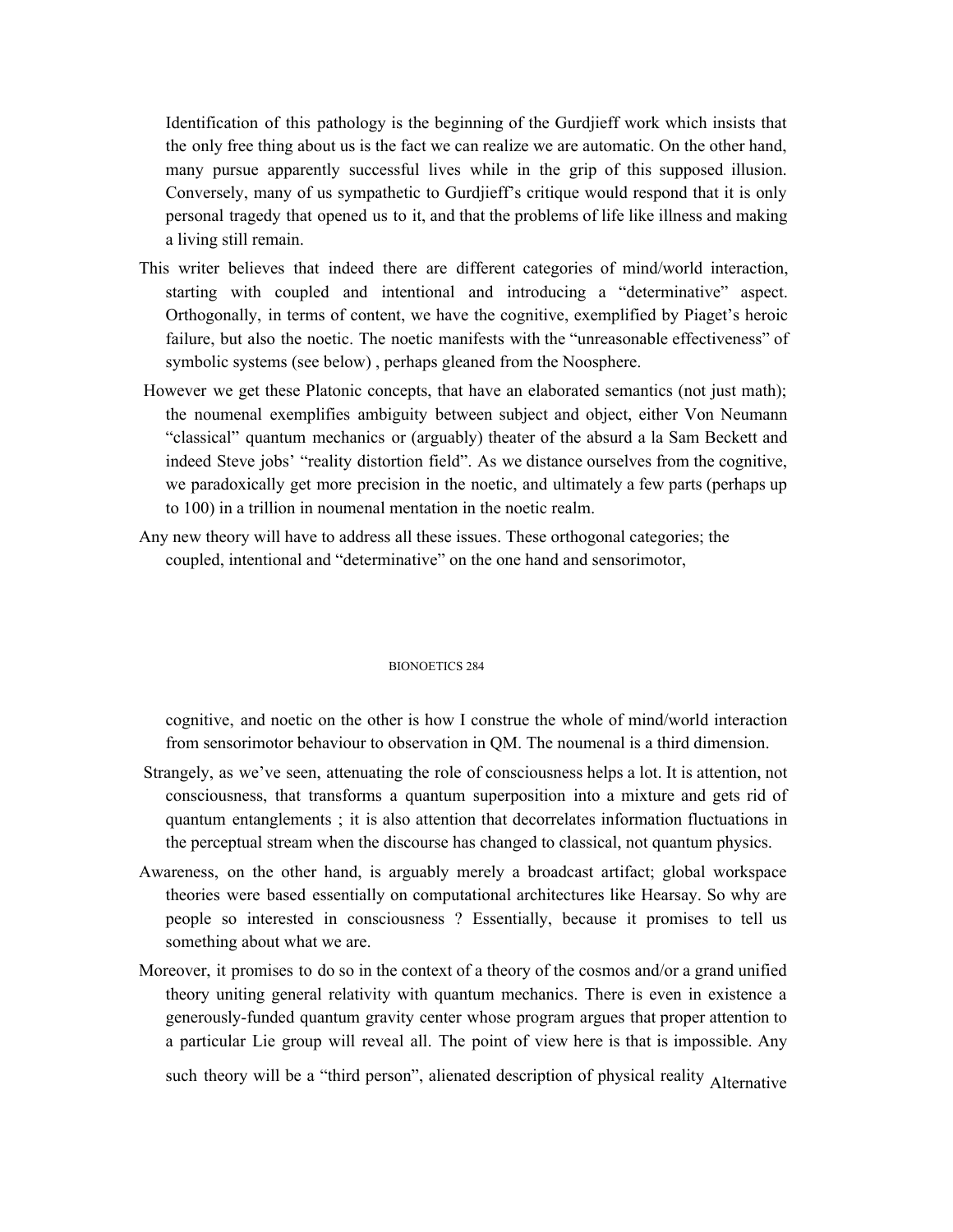Identification of this pathology is the beginning of the Gurdjieff work which insists that the only free thing about us is the fact we can realize we are automatic. On the other hand, many pursue apparently successful lives while in the grip of this supposed illusion. Conversely, many of us sympathetic to Gurdjieff's critique would respond that it is only personal tragedy that opened us to it, and that the problems of life like illness and making a living still remain.

This writer believes that indeed there are different categories of mind/world interaction, starting with coupled and intentional and introducing a "determinative" aspect. Orthogonally, in terms of content, we have the cognitive, exemplified by Piaget's heroic failure, but also the noetic. The noetic manifests with the "unreasonable effectiveness" of symbolic systems (see below) , perhaps gleaned from the Noosphere.

However we get these Platonic concepts, that have an elaborated semantics (not just math); the noumenal exemplifies ambiguity between subject and object, either Von Neumann "classical" quantum mechanics or (arguably) theater of the absurd a la Sam Beckett and indeed Steve jobs' "reality distortion field". As we distance ourselves from the cognitive, we paradoxically get more precision in the noetic, and ultimately a few parts (perhaps up to 100) in a trillion in noumenal mentation in the noetic realm.

Any new theory will have to address all these issues. These orthogonal categories; the coupled, intentional and "determinative" on the one hand and sensorimotor, cognitive, and noetic on the other is how I construe the whole of mind/world interaction from sensorimotor behaviour to observation in QM. The noumenal is a third dimension.

Strangely, as we've seen, attenuating the role of consciousness helps a lot. It is attention, not consciousness, that transforms a quantum superposition into a mixture and gets rid of quantum entanglements ; it is also attention that decorrelates information fluctuations in the perceptual stream when the discourse has changed to classical, not quantum physics.

Awareness, on the other hand, is arguably merely a broadcast artifact; global workspace theories were based essentially on computational architectures like Hearsay. So why are people so interested in consciousness ? Essentially, because it promises to tell us something about what we are.

Moreover, it promises to do so in the context of a theory of the cosmos and/or a grand unified theory uniting general relativity with quantum mechanics. There is even in existence a generously-funded quantum gravity center whose program argues that proper attention to a particular Lie group will reveal all. The point of view here is that is impossible. Any such theory will be a "third person", alienated description of physical reality Alternative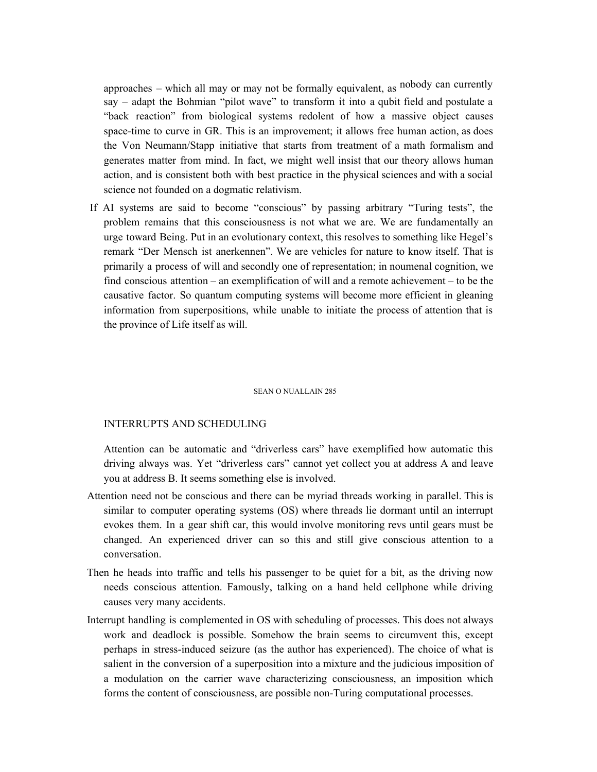approaches – which all may or may not be formally equivalent, as nobody can currently say – adapt the Bohmian "pilot wave" to transform it into a qubit field and postulate a "back reaction" from biological systems redolent of how a massive object causes space-time to curve in GR. This is an improvement; it allows free human action, as does the Von Neumann/Stapp initiative that starts from treatment of a math formalism and generates matter from mind. In fact, we might well insist that our theory allows human action, and is consistent both with best practice in the physical sciences and with a social science not founded on a dogmatic relativism.

If AI systems are said to become "conscious" by passing arbitrary "Turing tests", the problem remains that this consciousness is not what we are. We are fundamentally an urge toward Being. Put in an evolutionary context, this resolves to something like Hegel's remark "Der Mensch ist anerkennen". We are vehicles for nature to know itself. That is primarily a process of will and secondly one of representation; in noumenal cognition, we find conscious attention – an exemplification of will and a remote achievement – to be the causative factor. So quantum computing systems will become more efficient in gleaning information from superpositions, while unable to initiate the process of attention that is the province of Life itself as will.

## INTERRUPTS AND SCHEDULING

Attention can be automatic and "driverless cars" have exemplified how automatic this driving always was. Yet "driverless cars" cannot yet collect you at address A and leave you at address B. It seems something else is involved.

Attention need not be conscious and there can be myriad threads working in parallel. This is similar to computer operating systems (OS) where threads lie dormant until an interrupt evokes them. In a gear shift car, this would involve monitoring revs until gears must be changed. An experienced driver can so this and still give conscious attention to a conversation.

Then he heads into traffic and tells his passenger to be quiet for a bit, as the driving now needs conscious attention. Famously, talking on a hand held cellphone while driving causes very many accidents.

Interrupt handling is complemented in OS with scheduling of processes. This does not always work and deadlock is possible. Somehow the brain seems to circumvent this, except perhaps in stress-induced seizure (as the author has experienced). The choice of what is salient in the conversion of a superposition into a mixture and the judicious imposition of a modulation on the carrier wave characterizing consciousness, an imposition which forms the content of consciousness, are possible non-Turing computational processes.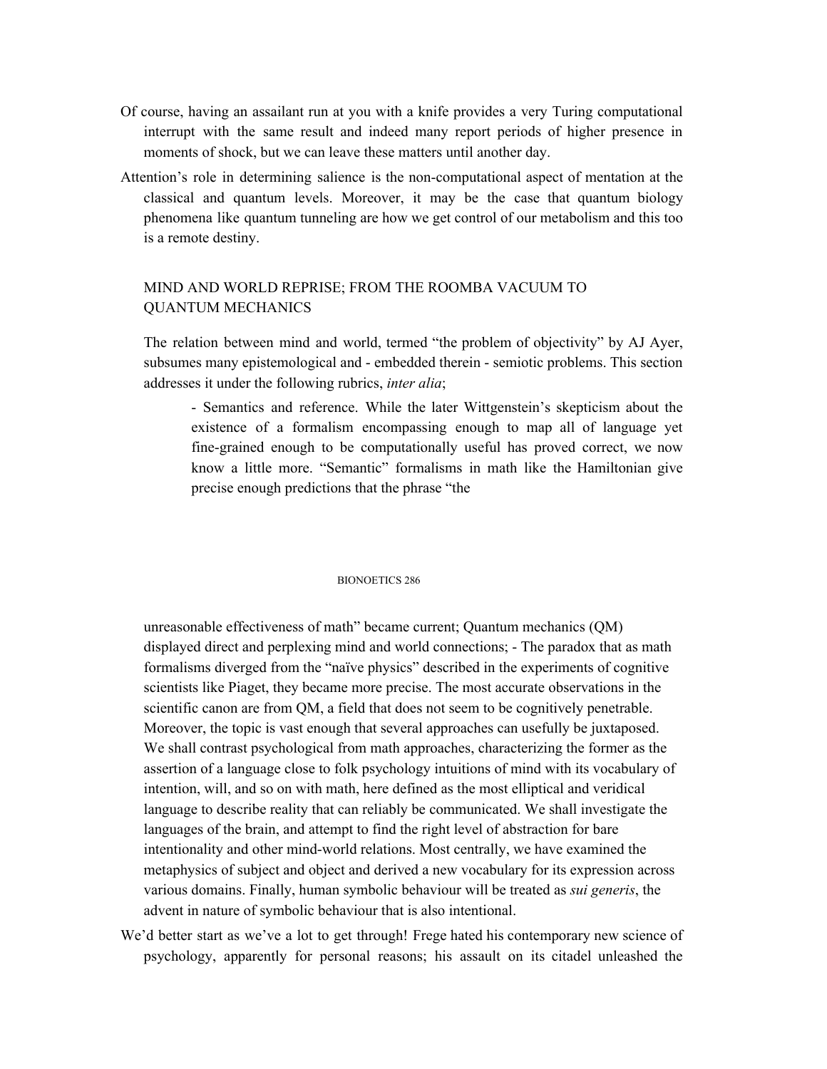Of course, having an assailant run at you with a knife provides a very Turing computational interrupt with the same result and indeed many report periods of higher presence in moments of shock, but we can leave these matters until another day.

Attention's role in determining salience is the non-computational aspect of mentation at the classical and quantum levels. Moreover, it may be the case that quantum biology phenomena like quantum tunneling are how we get control of our metabolism and this too is a remote destiny.

## MIND AND WORLD REPRISE; FROM THE ROOMBA VACUUM TO QUANTUM MECHANICS

The relation between mind and world, termed "the problem of objectivity" by AJ Ayer, subsumes many epistemological and - embedded therein - semiotic problems. This section addresses it under the following rubrics, *inter alia*;

- Semantics and reference. While the later Wittgenstein's skepticism about the existence of a formalism encompassing enough to map all of language yet fine-grained enough to be computationally useful has proved correct, we now know a little more. "Semantic" formalisms in math like the Hamiltonian give precise enough predictions that the phrase "the unreasonable effectiveness of math" became current; Quantum mechanics (QM) displayed direct and perplexing mind and world connections; - The paradox that as math formalisms diverged from the "naïve physics" described in the experiments of cognitive scientists like Piaget, they became more precise. The most accurate observations in the scientific canon are from QM, a field that does not seem to be cognitively penetrable.

Moreover, the topic is vast enough that several approaches can usefully be juxtaposed. We shall contrast psychological from math approaches, characterizing the former as the assertion of a language close to folk psychology intuitions of mind with its vocabulary of intention, will, and so on with math, here defined as the most elliptical and veridical language to describe reality that can reliably be communicated. We shall investigate the languages of the brain, and attempt to find the right level of abstraction for bare intentionality and other mind-world relations. Most centrally, we have examined the metaphysics of subject and object and derived a new vocabulary for its expression across various domains. Finally, human symbolic behaviour will be treated as *sui generis*, the advent in nature of symbolic behaviour that is also intentional.

We'd better start as we've a lot to get through! Frege hated his contemporary new science of psychology, apparently for personal reasons; his assault on its citadel unleashed the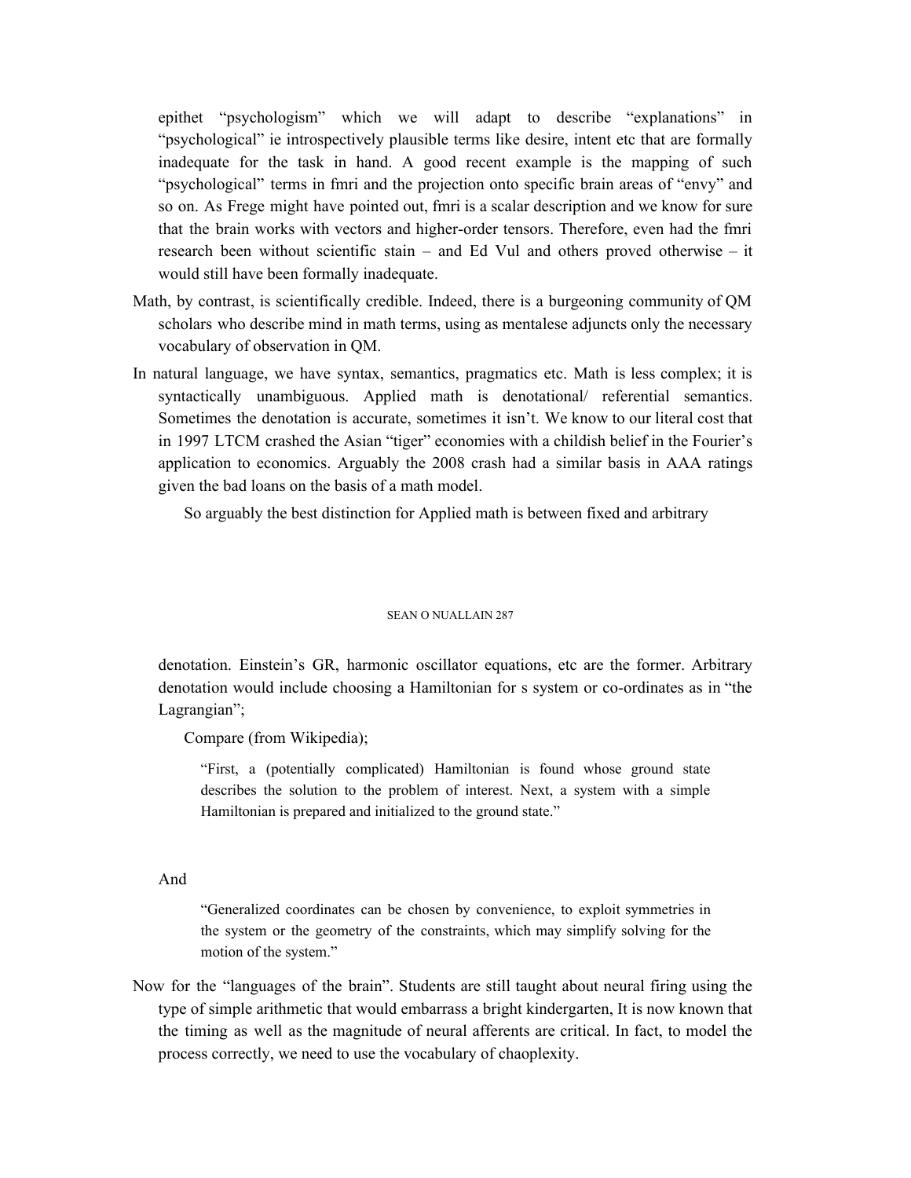epithet "psychologism" which we will adapt to describe "explanations" in "psychological" ie introspectively plausible terms like desire, intent etc that are formally inadequate for the task in hand. A good recent example is the mapping of such "psychological" terms in fmri and the projection onto specific brain areas of "envy" and so on. As Frege might have pointed out, fmri is a scalar description and we know for sure that the brain works with vectors and higher-order tensors. Therefore, even had the fmri research been without scientific stain – and Ed Vul and others proved otherwise – it would still have been formally inadequate.

Math, by contrast, is scientifically credible. Indeed, there is a burgeoning community of QM scholars who describe mind in math terms, using as mentalese adjuncts only the necessary vocabulary of observation in QM.

In natural language, we have syntax, semantics, pragmatics etc. Math is less complex; it is syntactically unambiguous. Applied math is denotational/ referential semantics. Sometimes the denotation is accurate, sometimes it isn't. We know to our literal cost that in 1997 LTCM crashed the Asian "tiger" economies with a childish belief in the Fourier's application to economics. Arguably the 2008 crash had a similar basis in AAA ratings given the bad loans on the basis of a math model.

So arguably the best distinction for Applied math is between fixed and arbitrary denotation. Einstein's GR, harmonic oscillator equations, etc are the former. Arbitrary denotation would include choosing a Hamiltonian for s system or co-ordinates as in "the Lagrangian";

Compare (from Wikipedia);

> "First, a (potentially complicated) Hamiltonian is found whose ground state describes the solution to the problem of interest. Next, a system with a simple Hamiltonian is prepared and initialized to the ground state."

And

> "Generalized coordinates can be chosen by convenience, to exploit symmetries in the system or the geometry of the constraints, which may simplify solving for the motion of the system."

Now for the "languages of the brain". Students are still taught about neural firing using the type of simple arithmetic that would embarrass a bright kindergarten, It is now known that the timing as well as the magnitude of neural afferents are critical. In fact, to model the process correctly, we need to use the vocabulary of chaoplexity.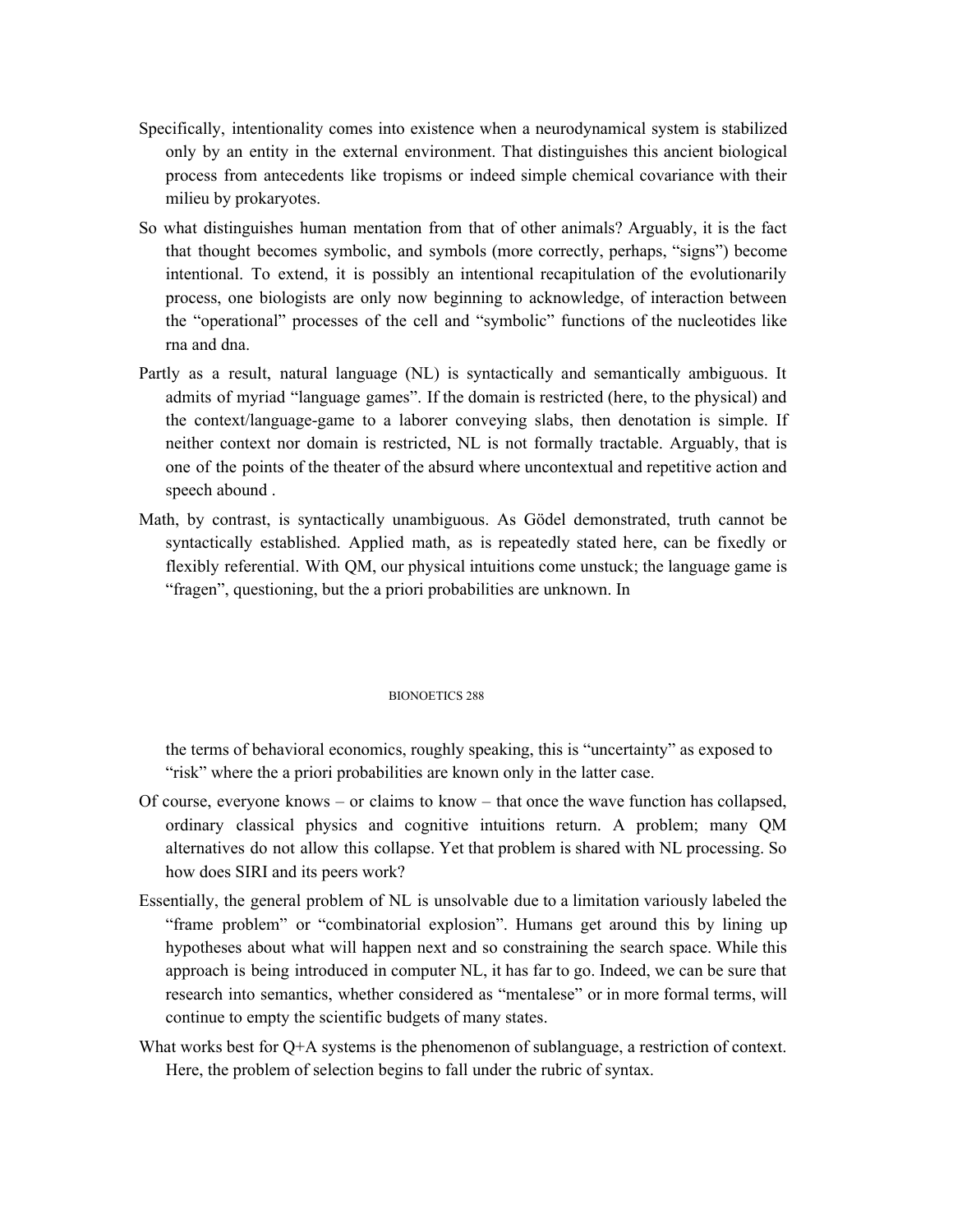Specifically, intentionality comes into existence when a neurodynamical system is stabilized only by an entity in the external environment. That distinguishes this ancient biological process from antecedents like tropisms or indeed simple chemical covariance with their milieu by prokaryotes.

So what distinguishes human mentation from that of other animals? Arguably, it is the fact that thought becomes symbolic, and symbols (more correctly, perhaps, "signs") become intentional. To extend, it is possibly an intentional recapitulation of the evolutionarily process, one biologists are only now beginning to acknowledge, of interaction between the "operational" processes of the cell and "symbolic" functions of the nucleotides like rna and dna.

Partly as a result, natural language (NL) is syntactically and semantically ambiguous. It admits of myriad "language games". If the domain is restricted (here, to the physical) and the context/language-game to a laborer conveying slabs, then denotation is simple. If neither context nor domain is restricted, NL is not formally tractable. Arguably, that is one of the points of the theater of the absurd where uncontextual and repetitive action and speech abound .

Math, by contrast, is syntactically unambiguous. As Gödel demonstrated, truth cannot be syntactically established. Applied math, as is repeatedly stated here, can be fixedly or flexibly referential. With QM, our physical intuitions come unstuck; the language game is "fragen", questioning, but the a priori probabilities are unknown. In the terms of behavioral economics, roughly speaking, this is "uncertainty" as exposed to "risk" where the a priori probabilities are known only in the latter case.

Of course, everyone knows – or claims to know – that once the wave function has collapsed, ordinary classical physics and cognitive intuitions return. A problem; many QM alternatives do not allow this collapse. Yet that problem is shared with NL processing. So how does SIRI and its peers work?

Essentially, the general problem of NL is unsolvable due to a limitation variously labeled the "frame problem" or "combinatorial explosion". Humans get around this by lining up hypotheses about what will happen next and so constraining the search space. While this approach is being introduced in computer NL, it has far to go. Indeed, we can be sure that research into semantics, whether considered as "mentalese" or in more formal terms, will continue to empty the scientific budgets of many states.

What works best for Q+A systems is the phenomenon of sublanguage, a restriction of context. Here, the problem of selection begins to fall under the rubric of syntax.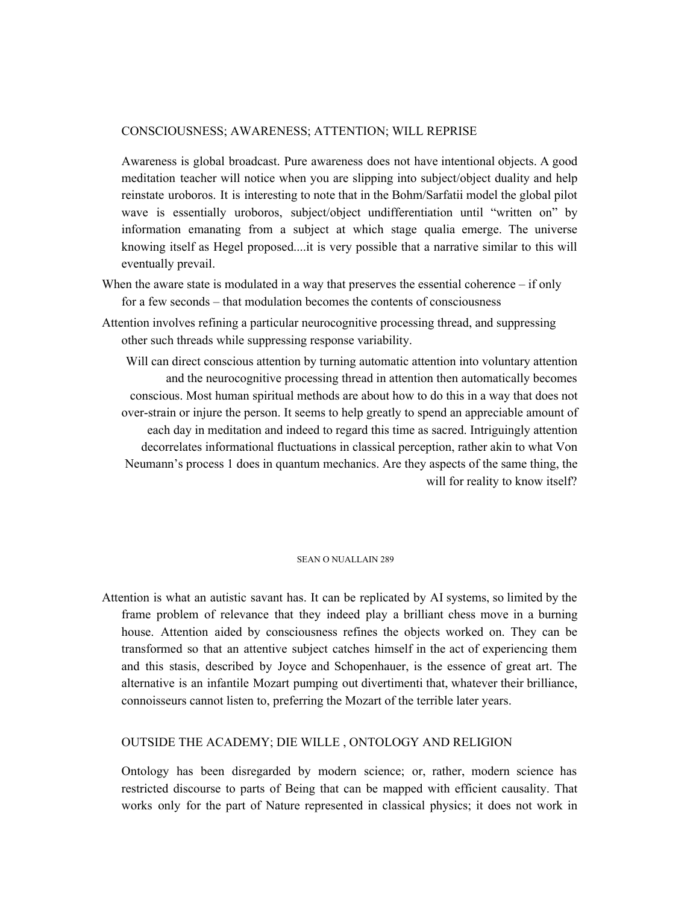CONSCIOUSNESS; AWARENESS; ATTENTION; WILL REPRISE

Awareness is global broadcast. Pure awareness does not have intentional objects. A good meditation teacher will notice when you are slipping into subject/object duality and help reinstate uroboros. It is interesting to note that in the Bohm/Sarfatii model the global pilot wave is essentially uroboros, subject/object undifferentiation until "written on" by information emanating from a subject at which stage qualia emerge. The universe knowing itself as Hegel proposed....it is very possible that a narrative similar to this will eventually prevail.

When the aware state is modulated in a way that preserves the essential coherence – if only for a few seconds – that modulation becomes the contents of consciousness

Attention involves refining a particular neurocognitive processing thread, and suppressing other such threads while suppressing response variability.

Will can direct conscious attention by turning automatic attention into voluntary attention and the neurocognitive processing thread in attention then automatically becomes conscious. Most human spiritual methods are about how to do this in a way that does not over-strain or injure the person. It seems to help greatly to spend an appreciable amount of each day in meditation and indeed to regard this time as sacred. Intriguingly attention decorrelates informational fluctuations in classical perception, rather akin to what Von Neumann's process 1 does in quantum mechanics. Are they aspects of the same thing, the will for reality to know itself?

Attention is what an autistic savant has. It can be replicated by AI systems, so limited by the frame problem of relevance that they indeed play a brilliant chess move in a burning house. Attention aided by consciousness refines the objects worked on. They can be transformed so that an attentive subject catches himself in the act of experiencing them and this stasis, described by Joyce and Schopenhauer, is the essence of great art. The alternative is an infantile Mozart pumping out divertimenti that, whatever their brilliance, connoisseurs cannot listen to, preferring the Mozart of the terrible later years.

OUTSIDE THE ACADEMY; DIE WILLE , ONTOLOGY AND RELIGION

Ontology has been disregarded by modern science; or, rather, modern science has restricted discourse to parts of Being that can be mapped with efficient causality. That works only for the part of Nature represented in classical physics; it does not work in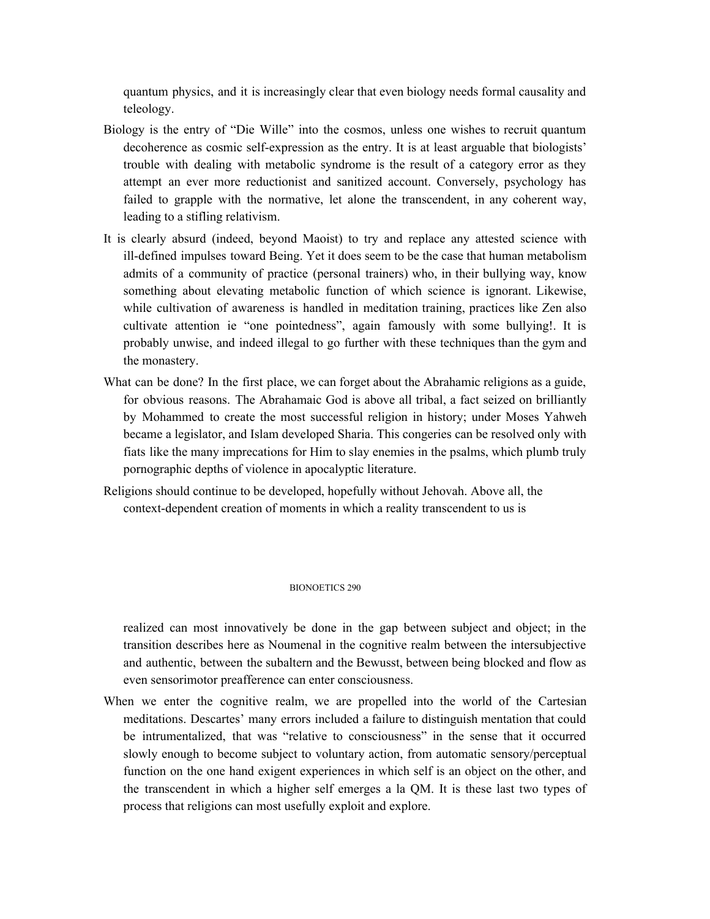quantum physics, and it is increasingly clear that even biology needs formal causality and teleology.

Biology is the entry of "Die Wille" into the cosmos, unless one wishes to recruit quantum decoherence as cosmic self-expression as the entry. It is at least arguable that biologists' trouble with dealing with metabolic syndrome is the result of a category error as they attempt an ever more reductionist and sanitized account. Conversely, psychology has failed to grapple with the normative, let alone the transcendent, in any coherent way, leading to a stifling relativism.

It is clearly absurd (indeed, beyond Maoist) to try and replace any attested science with ill-defined impulses toward Being. Yet it does seem to be the case that human metabolism admits of a community of practice (personal trainers) who, in their bullying way, know something about elevating metabolic function of which science is ignorant. Likewise, while cultivation of awareness is handled in meditation training, practices like Zen also cultivate attention ie "one pointedness", again famously with some bullying!. It is probably unwise, and indeed illegal to go further with these techniques than the gym and the monastery.

What can be done? In the first place, we can forget about the Abrahamic religions as a guide, for obvious reasons. The Abrahamaic God is above all tribal, a fact seized on brilliantly by Mohammed to create the most successful religion in history; under Moses Yahweh became a legislator, and Islam developed Sharia. This congeries can be resolved only with fiats like the many imprecations for Him to slay enemies in the psalms, which plumb truly pornographic depths of violence in apocalyptic literature.

Religions should continue to be developed, hopefully without Jehovah. Above all, the context-dependent creation of moments in which a reality transcendent to us is realized can most innovatively be done in the gap between subject and object; in the transition describes here as Noumenal in the cognitive realm between the intersubjective and authentic, between the subaltern and the Bewusst, between being blocked and flow as even sensorimotor preafference can enter consciousness.

When we enter the cognitive realm, we are propelled into the world of the Cartesian meditations. Descartes' many errors included a failure to distinguish mentation that could be intrumentalized, that was "relative to consciousness" in the sense that it occurred slowly enough to become subject to voluntary action, from automatic sensory/perceptual function on the one hand exigent experiences in which self is an object on the other, and the transcendent in which a higher self emerges a la QM. It is these last two types of process that religions can most usefully exploit and explore.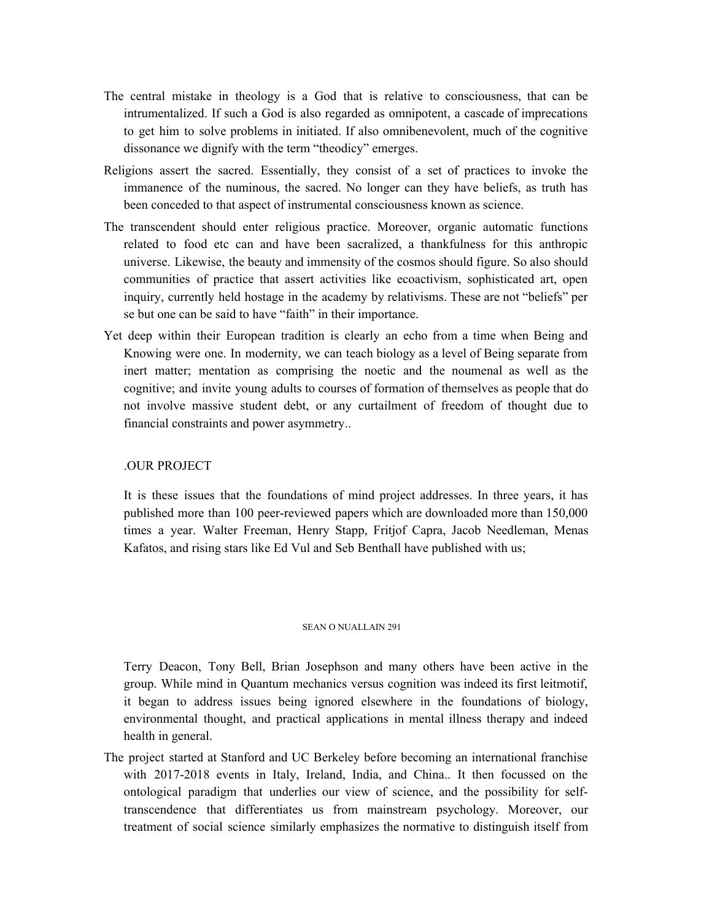The central mistake in theology is a God that is relative to consciousness, that can be intrumentalized. If such a God is also regarded as omnipotent, a cascade of imprecations to get him to solve problems in initiated. If also omnibenevolent, much of the cognitive dissonance we dignify with the term "theodicy" emerges.

Religions assert the sacred. Essentially, they consist of a set of practices to invoke the immanence of the numinous, the sacred. No longer can they have beliefs, as truth has been conceded to that aspect of instrumental consciousness known as science.

The transcendent should enter religious practice. Moreover, organic automatic functions related to food etc can and have been sacralized, a thankfulness for this anthropic universe. Likewise, the beauty and immensity of the cosmos should figure. So also should communities of practice that assert activities like ecoactivism, sophisticated art, open inquiry, currently held hostage in the academy by relativisms. These are not "beliefs" per se but one can be said to have "faith" in their importance.

Yet deep within their European tradition is clearly an echo from a time when Being and Knowing were one. In modernity, we can teach biology as a level of Being separate from inert matter; mentation as comprising the noetic and the noumenal as well as the cognitive; and invite young adults to courses of formation of themselves as people that do not involve massive student debt, or any curtailment of freedom of thought due to financial constraints and power asymmetry..

.OUR PROJECT

It is these issues that the foundations of mind project addresses. In three years, it has published more than 100 peer-reviewed papers which are downloaded more than 150,000 times a year. Walter Freeman, Henry Stapp, Fritjof Capra, Jacob Needleman, Menas Kafatos, and rising stars like Ed Vul and Seb Benthall have published with us; Terry Deacon, Tony Bell, Brian Josephson and many others have been active in the group. While mind in Quantum mechanics versus cognition was indeed its first leitmotif, it began to address issues being ignored elsewhere in the foundations of biology, environmental thought, and practical applications in mental illness therapy and indeed health in general.

The project started at Stanford and UC Berkeley before becoming an international franchise with 2017-2018 events in Italy, Ireland, India, and China.. It then focussed on the ontological paradigm that underlies our view of science, and the possibility for self-transcendence that differentiates us from mainstream psychology. Moreover, our treatment of social science similarly emphasizes the normative to distinguish itself from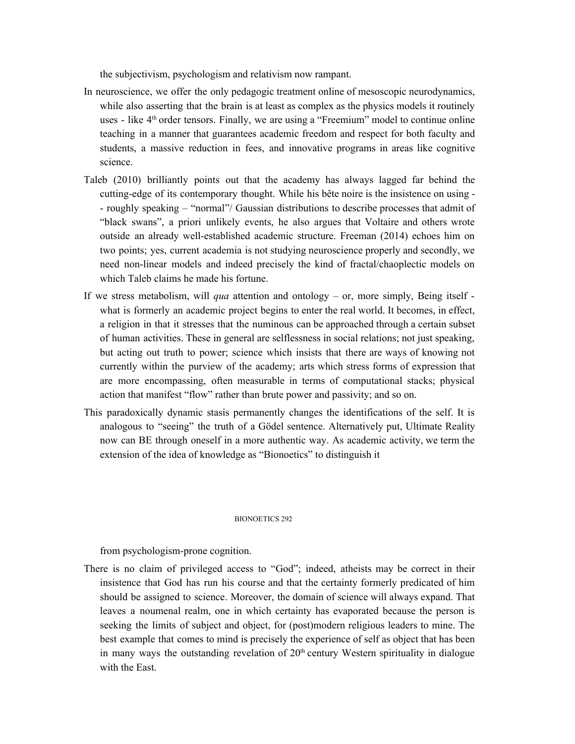the subjectivism, psychologism and relativism now rampant.

In neuroscience, we offer the only pedagogic treatment online of mesoscopic neurodynamics, while also asserting that the brain is at least as complex as the physics models it routinely uses - like 4th order tensors. Finally, we are using a "Freemium" model to continue online teaching in a manner that guarantees academic freedom and respect for both faculty and students, a massive reduction in fees, and innovative programs in areas like cognitive science.

Taleb (2010) brilliantly points out that the academy has always lagged far behind the cutting-edge of its contemporary thought. While his bête noire is the insistence on using -- roughly speaking – "normal"/ Gaussian distributions to describe processes that admit of "black swans", a priori unlikely events, he also argues that Voltaire and others wrote outside an already well-established academic structure. Freeman (2014) echoes him on two points; yes, current academia is not studying neuroscience properly and secondly, we need non-linear models and indeed precisely the kind of fractal/chaoplectic models on which Taleb claims he made his fortune.

If we stress metabolism, will *qua* attention and ontology – or, more simply, Being itself - what is formerly an academic project begins to enter the real world. It becomes, in effect, a religion in that it stresses that the numinous can be approached through a certain subset of human activities. These in general are selflessness in social relations; not just speaking, but acting out truth to power; science which insists that there are ways of knowing not currently within the purview of the academy; arts which stress forms of expression that are more encompassing, often measurable in terms of computational stacks; physical action that manifest "flow" rather than brute power and passivity; and so on.

This paradoxically dynamic stasis permanently changes the identifications of the self. It is analogous to "seeing" the truth of a Gödel sentence. Alternatively put, Ultimate Reality now can BE through oneself in a more authentic way. As academic activity, we term the extension of the idea of knowledge as "Bionoetics" to distinguish it from psychologism-prone cognition.

There is no claim of privileged access to "God"; indeed, atheists may be correct in their insistence that God has run his course and that the certainty formerly predicated of him should be assigned to science. Moreover, the domain of science will always expand. That leaves a noumenal realm, one in which certainty has evaporated because the person is seeking the limits of subject and object, for (post)modern religious leaders to mine. The best example that comes to mind is precisely the experience of self as object that has been in many ways the outstanding revelation of 20th century Western spirituality in dialogue with the East.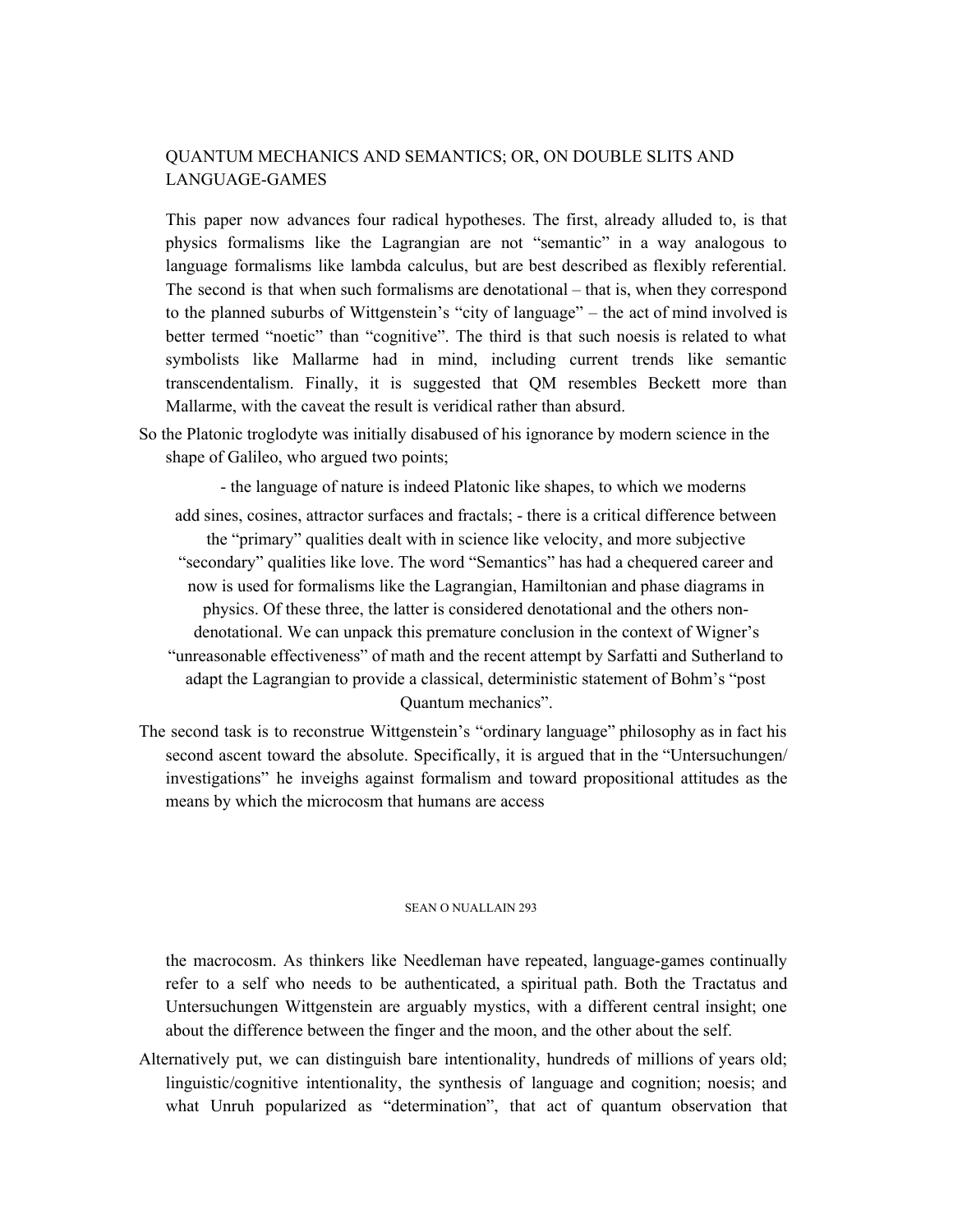QUANTUM MECHANICS AND SEMANTICS; OR, ON DOUBLE SLITS AND LANGUAGE-GAMES

This paper now advances four radical hypotheses. The first, already alluded to, is that physics formalisms like the Lagrangian are not "semantic" in a way analogous to language formalisms like lambda calculus, but are best described as flexibly referential. The second is that when such formalisms are denotational – that is, when they correspond to the planned suburbs of Wittgenstein's "city of language" – the act of mind involved is better termed "noetic" than "cognitive". The third is that such noesis is related to what symbolists like Mallarme had in mind, including current trends like semantic transcendentalism. Finally, it is suggested that QM resembles Beckett more than Mallarme, with the caveat the result is veridical rather than absurd.

So the Platonic troglodyte was initially disabused of his ignorance by modern science in the shape of Galileo, who argued two points;

- the language of nature is indeed Platonic like shapes, to which we moderns add sines, cosines, attractor surfaces and fractals;
- there is a critical difference between the "primary" qualities dealt with in science like velocity, and more subjective "secondary" qualities like love.

The word "Semantics" has had a chequered career and now is used for formalisms like the Lagrangian, Hamiltonian and phase diagrams in physics. Of these three, the latter is considered denotational and the others non-denotational. We can unpack this premature conclusion in the context of Wigner's "unreasonable effectiveness" of math and the recent attempt by Sarfatti and Sutherland to adapt the Lagrangian to provide a classical, deterministic statement of Bohm's "post Quantum mechanics".

The second task is to reconstrue Wittgenstein's "ordinary language" philosophy as in fact his second ascent toward the absolute. Specifically, it is argued that in the "Untersuchungen/ investigations" he inveighs against formalism and toward propositional attitudes as the means by which the microcosm that humans are access the macrocosm. As thinkers like Needleman have repeated, language-games continually refer to a self who needs to be authenticated, a spiritual path. Both the Tractatus and Untersuchungen Wittgenstein are arguably mystics, with a different central insight; one about the difference between the finger and the moon, and the other about the self.

Alternatively put, we can distinguish bare intentionality, hundreds of millions of years old; linguistic/cognitive intentionality, the synthesis of language and cognition; noesis; and what Unruh popularized as "determination", that act of quantum observation that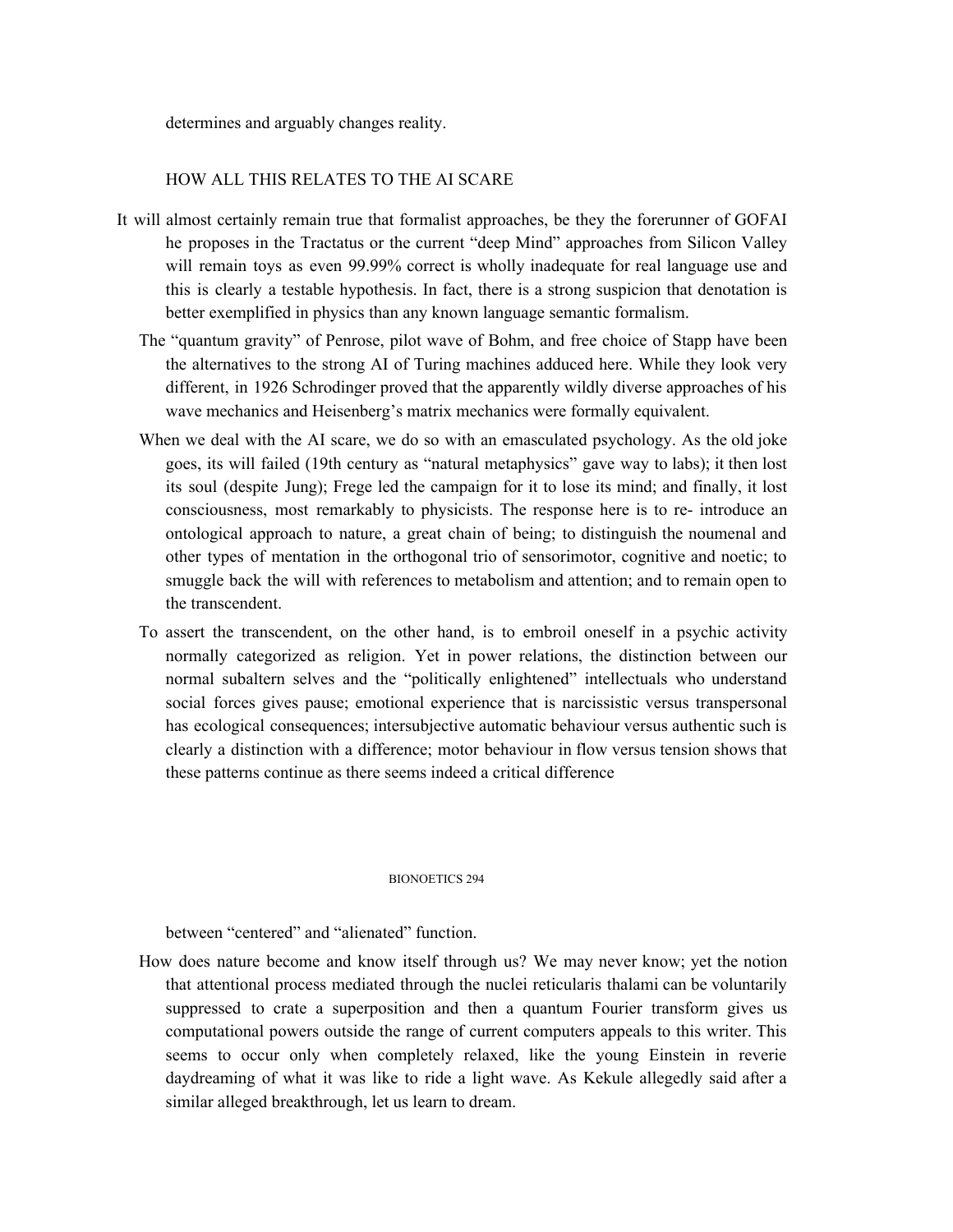determines and arguably changes reality.

## HOW ALL THIS RELATES TO THE AI SCARE

It will almost certainly remain true that formalist approaches, be they the forerunner of GOFAI he proposes in the Tractatus or the current "deep Mind" approaches from Silicon Valley will remain toys as even 99.99% correct is wholly inadequate for real language use and this is clearly a testable hypothesis. In fact, there is a strong suspicion that denotation is better exemplified in physics than any known language semantic formalism.

The "quantum gravity" of Penrose, pilot wave of Bohm, and free choice of Stapp have been the alternatives to the strong AI of Turing machines adduced here. While they look very different, in 1926 Schrodinger proved that the apparently wildly diverse approaches of his wave mechanics and Heisenberg's matrix mechanics were formally equivalent.

When we deal with the AI scare, we do so with an emasculated psychology. As the old joke goes, its will failed (19th century as "natural metaphysics" gave way to labs); it then lost its soul (despite Jung); Frege led the campaign for it to lose its mind; and finally, it lost consciousness, most remarkably to physicists. The response here is to re- introduce an ontological approach to nature, a great chain of being; to distinguish the noumenal and other types of mentation in the orthogonal trio of sensorimotor, cognitive and noetic; to smuggle back the will with references to metabolism and attention; and to remain open to the transcendent.

To assert the transcendent, on the other hand, is to embroil oneself in a psychic activity normally categorized as religion. Yet in power relations, the distinction between our normal subaltern selves and the "politically enlightened" intellectuals who understand social forces gives pause; emotional experience that is narcissistic versus transpersonal has ecological consequences; intersubjective automatic behaviour versus authentic such is clearly a distinction with a difference; motor behaviour in flow versus tension shows that these patterns continue as there seems indeed a critical difference between "centered" and "alienated" function.

How does nature become and know itself through us? We may never know; yet the notion that attentional process mediated through the nuclei reticularis thalami can be voluntarily suppressed to crate a superposition and then a quantum Fourier transform gives us computational powers outside the range of current computers appeals to this writer. This seems to occur only when completely relaxed, like the young Einstein in reverie daydreaming of what it was like to ride a light wave. As Kekule allegedly said after a similar alleged breakthrough, let us learn to dream.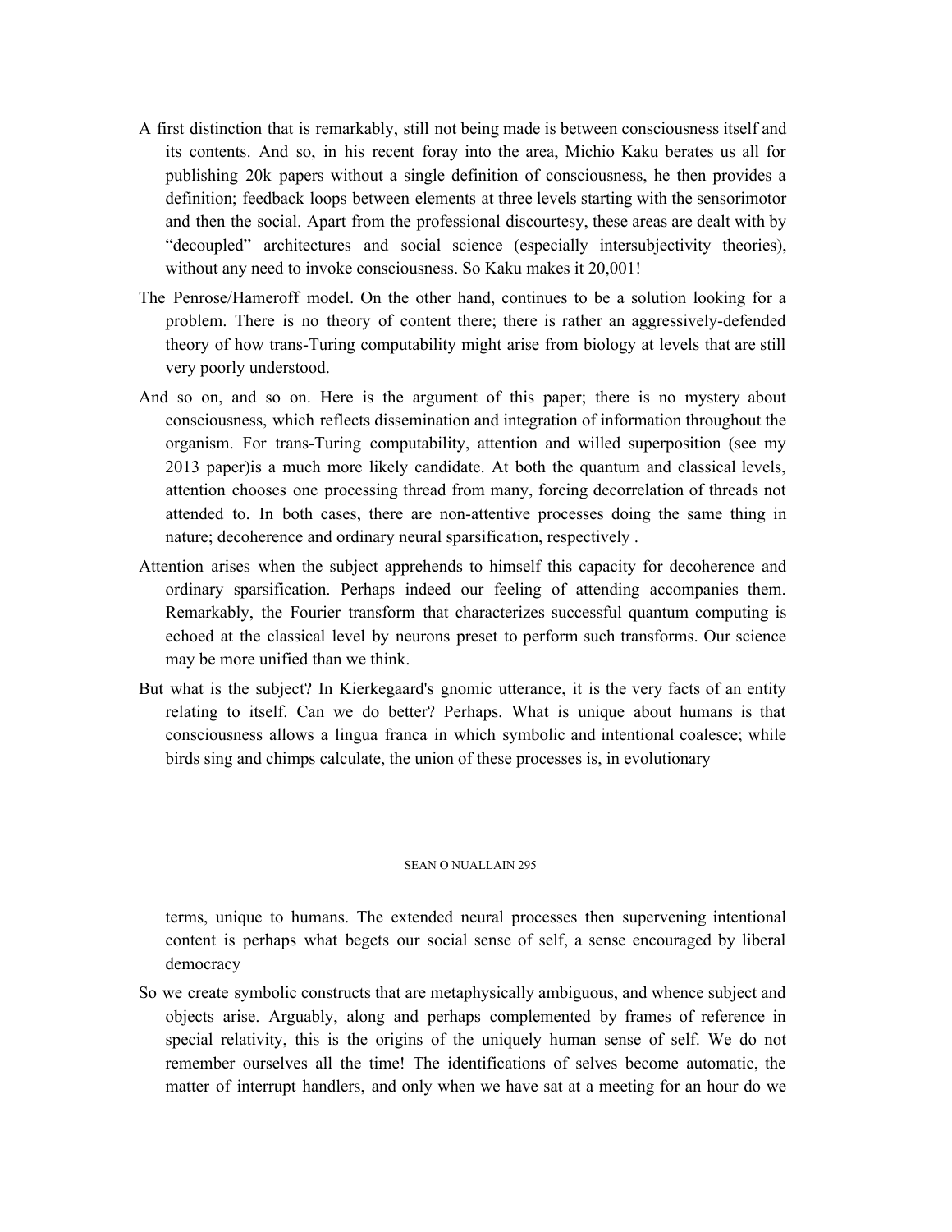A first distinction that is remarkably, still not being made is between consciousness itself and its contents. And so, in his recent foray into the area, Michio Kaku berates us all for publishing 20k papers without a single definition of consciousness, he then provides a definition; feedback loops between elements at three levels starting with the sensorimotor and then the social. Apart from the professional discourtesy, these areas are dealt with by "decoupled" architectures and social science (especially intersubjectivity theories), without any need to invoke consciousness. So Kaku makes it 20,001!

The Penrose/Hameroff model. On the other hand, continues to be a solution looking for a problem. There is no theory of content there; there is rather an aggressively-defended theory of how trans-Turing computability might arise from biology at levels that are still very poorly understood.

And so on, and so on. Here is the argument of this paper; there is no mystery about consciousness, which reflects dissemination and integration of information throughout the organism. For trans-Turing computability, attention and willed superposition (see my 2013 paper)is a much more likely candidate. At both the quantum and classical levels, attention chooses one processing thread from many, forcing decorrelation of threads not attended to. In both cases, there are non-attentive processes doing the same thing in nature; decoherence and ordinary neural sparsification, respectively .

Attention arises when the subject apprehends to himself this capacity for decoherence and ordinary sparsification. Perhaps indeed our feeling of attending accompanies them. Remarkably, the Fourier transform that characterizes successful quantum computing is echoed at the classical level by neurons preset to perform such transforms. Our science may be more unified than we think.

But what is the subject? In Kierkegaard's gnomic utterance, it is the very facts of an entity relating to itself. Can we do better? Perhaps. What is unique about humans is that consciousness allows a lingua franca in which symbolic and intentional coalesce; while birds sing and chimps calculate, the union of these processes is, in evolutionary terms, unique to humans. The extended neural processes then supervening intentional content is perhaps what begets our social sense of self, a sense encouraged by liberal democracy

So we create symbolic constructs that are metaphysically ambiguous, and whence subject and objects arise. Arguably, along and perhaps complemented by frames of reference in special relativity, this is the origins of the uniquely human sense of self. We do not remember ourselves all the time! The identifications of selves become automatic, the matter of interrupt handlers, and only when we have sat at a meeting for an hour do we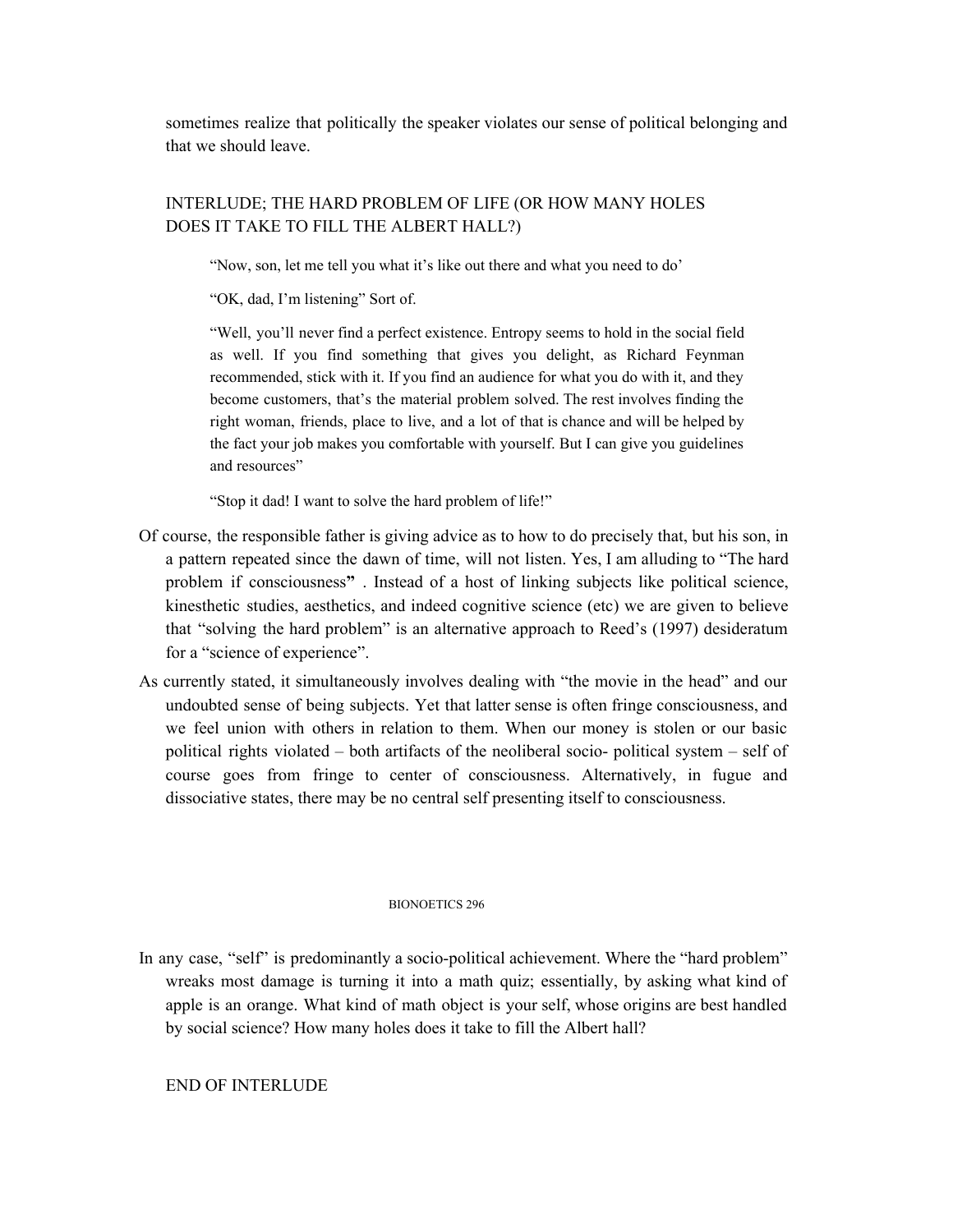sometimes realize that politically the speaker violates our sense of political belonging and that we should leave.

## INTERLUDE; THE HARD PROBLEM OF LIFE (OR HOW MANY HOLES DOES IT TAKE TO FILL THE ALBERT HALL?)

> “Now, son, let me tell you what it’s like out there and what you need to do’
>
> “OK, dad, I’m listening” Sort of.
>
> “Well, you’ll never find a perfect existence. Entropy seems to hold in the social field as well. If you find something that gives you delight, as Richard Feynman recommended, stick with it. If you find an audience for what you do with it, and they become customers, that’s the material problem solved. The rest involves finding the right woman, friends, place to live, and a lot of that is chance and will be helped by the fact your job makes you comfortable with yourself. But I can give you guidelines and resources”
>
> “Stop it dad! I want to solve the hard problem of life!”

Of course, the responsible father is giving advice as to how to do precisely that, but his son, in a pattern repeated since the dawn of time, will not listen. Yes, I am alluding to “The hard problem if consciousness**”** . Instead of a host of linking subjects like political science, kinesthetic studies, aesthetics, and indeed cognitive science (etc) we are given to believe that “solving the hard problem” is an alternative approach to Reed’s (1997) desideratum for a “science of experience”.

As currently stated, it simultaneously involves dealing with “the movie in the head” and our undoubted sense of being subjects. Yet that latter sense is often fringe consciousness, and we feel union with others in relation to them. When our money is stolen or our basic political rights violated – both artifacts of the neoliberal socio- political system – self of course goes from fringe to center of consciousness. Alternatively, in fugue and dissociative states, there may be no central self presenting itself to consciousness.

In any case, “self” is predominantly a socio-political achievement. Where the “hard problem” wreaks most damage is turning it into a math quiz; essentially, by asking what kind of apple is an orange. What kind of math object is your self, whose origins are best handled by social science? How many holes does it take to fill the Albert hall?

END OF INTERLUDE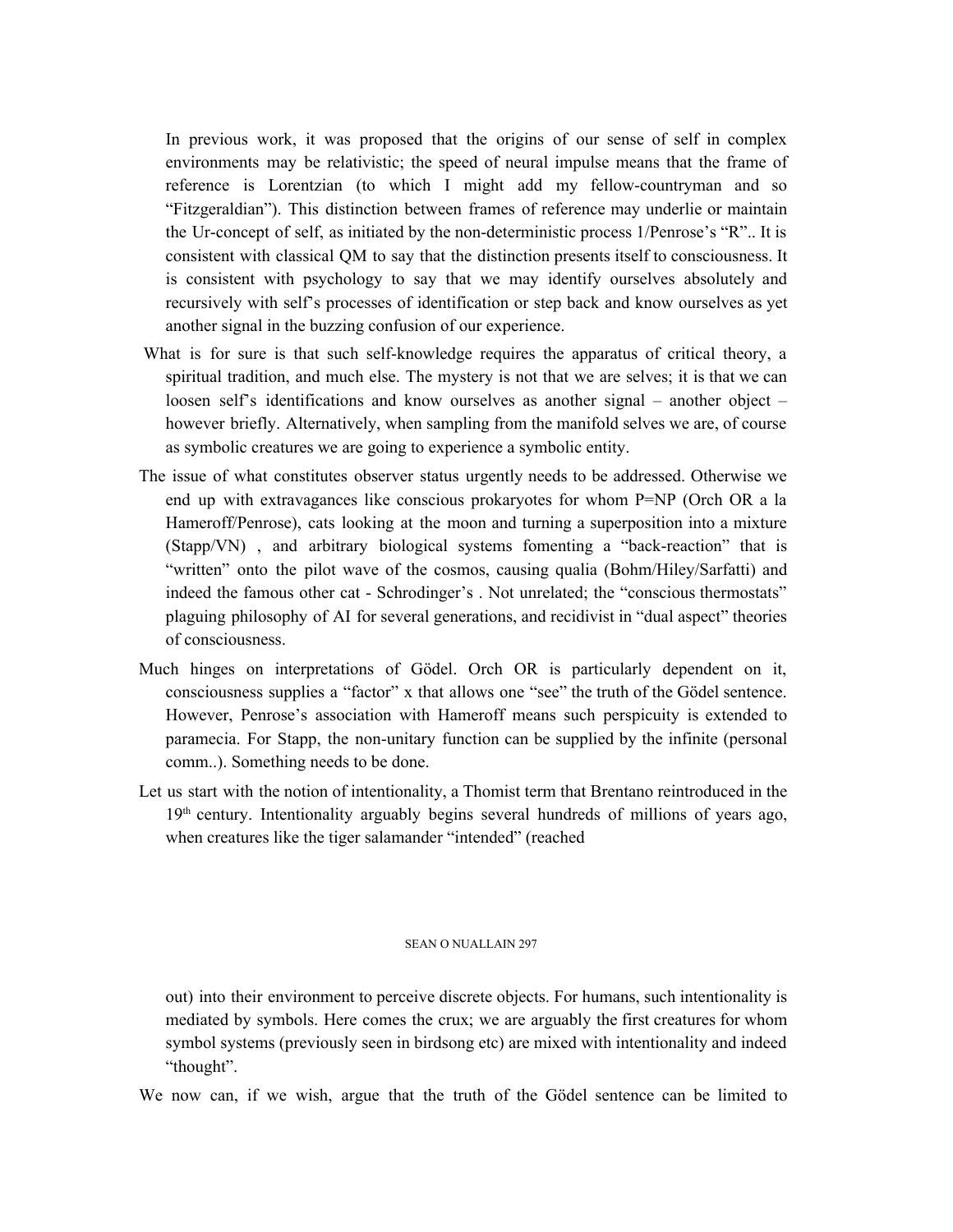In previous work, it was proposed that the origins of our sense of self in complex environments may be relativistic; the speed of neural impulse means that the frame of reference is Lorentzian (to which I might add my fellow-countryman and so "Fitzgeraldian"). This distinction between frames of reference may underlie or maintain the Ur-concept of self, as initiated by the non-deterministic process 1/Penrose's "R".. It is consistent with classical QM to say that the distinction presents itself to consciousness. It is consistent with psychology to say that we may identify ourselves absolutely and recursively with self's processes of identification or step back and know ourselves as yet another signal in the buzzing confusion of our experience.

What is for sure is that such self-knowledge requires the apparatus of critical theory, a spiritual tradition, and much else. The mystery is not that we are selves; it is that we can loosen self's identifications and know ourselves as another signal – another object – however briefly. Alternatively, when sampling from the manifold selves we are, of course as symbolic creatures we are going to experience a symbolic entity.

The issue of what constitutes observer status urgently needs to be addressed. Otherwise we end up with extravagances like conscious prokaryotes for whom P=NP (Orch OR a la Hameroff/Penrose), cats looking at the moon and turning a superposition into a mixture (Stapp/VN) , and arbitrary biological systems fomenting a "back-reaction" that is "written" onto the pilot wave of the cosmos, causing qualia (Bohm/Hiley/Sarfatti) and indeed the famous other cat - Schrodinger's . Not unrelated; the "conscious thermostats" plaguing philosophy of AI for several generations, and recidivist in "dual aspect" theories of consciousness.

Much hinges on interpretations of Gödel. Orch OR is particularly dependent on it, consciousness supplies a "factor" x that allows one "see" the truth of the Gödel sentence. However, Penrose's association with Hameroff means such perspicuity is extended to paramecia. For Stapp, the non-unitary function can be supplied by the infinite (personal comm..). Something needs to be done.

Let us start with the notion of intentionality, a Thomist term that Brentano reintroduced in the 19th century. Intentionality arguably begins several hundreds of millions of years ago, when creatures like the tiger salamander "intended" (reached out) into their environment to perceive discrete objects. For humans, such intentionality is mediated by symbols. Here comes the crux; we are arguably the first creatures for whom symbol systems (previously seen in birdsong etc) are mixed with intentionality and indeed "thought".

We now can, if we wish, argue that the truth of the Gödel sentence can be limited to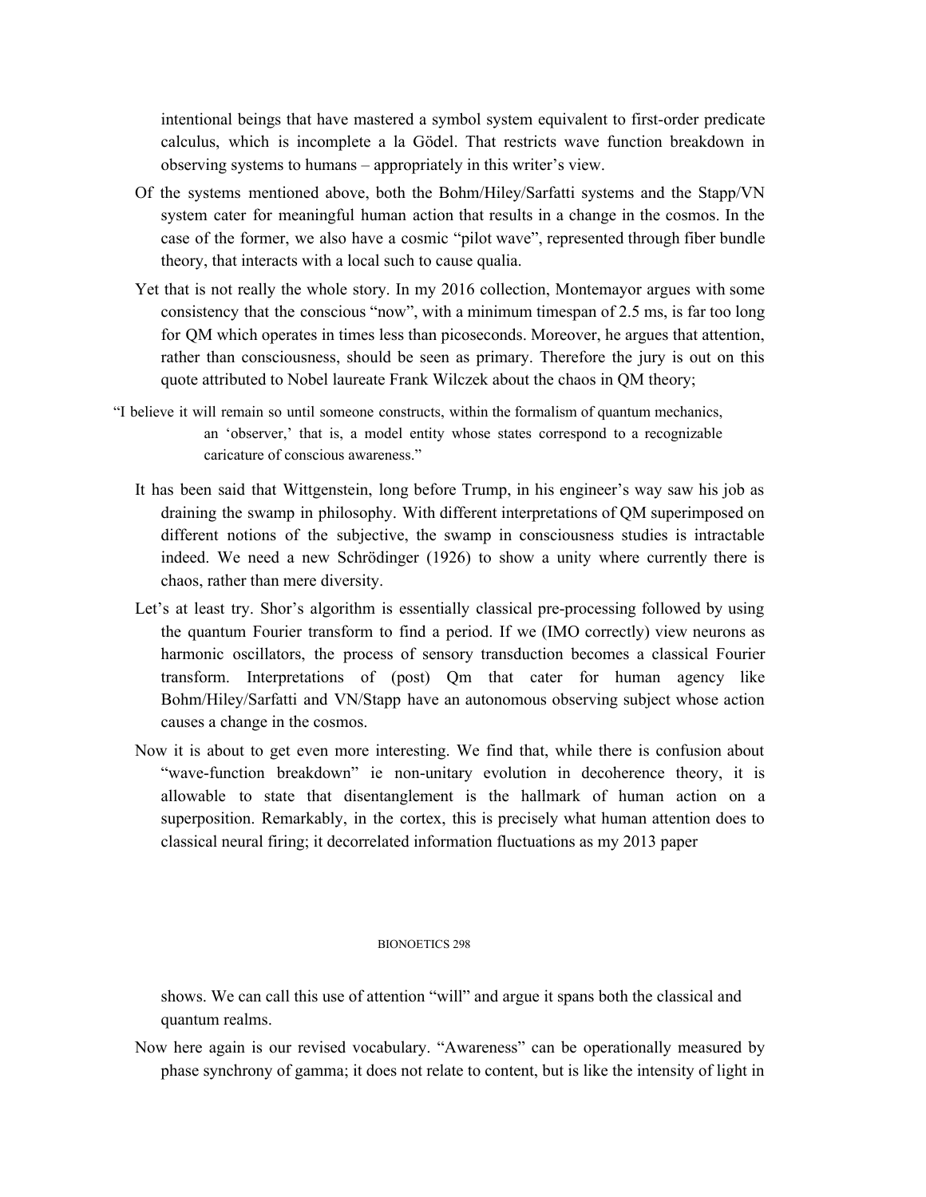intentional beings that have mastered a symbol system equivalent to first-order predicate calculus, which is incomplete a la Gödel. That restricts wave function breakdown in observing systems to humans – appropriately in this writer's view.

Of the systems mentioned above, both the Bohm/Hiley/Sarfatti systems and the Stapp/VN system cater for meaningful human action that results in a change in the cosmos. In the case of the former, we also have a cosmic "pilot wave", represented through fiber bundle theory, that interacts with a local such to cause qualia.

Yet that is not really the whole story. In my 2016 collection, Montemayor argues with some consistency that the conscious "now", with a minimum timespan of 2.5 ms, is far too long for QM which operates in times less than picoseconds. Moreover, he argues that attention, rather than consciousness, should be seen as primary. Therefore the jury is out on this quote attributed to Nobel laureate Frank Wilczek about the chaos in QM theory;

> "I believe it will remain so until someone constructs, within the formalism of quantum mechanics, an 'observer,' that is, a model entity whose states correspond to a recognizable caricature of conscious awareness."

It has been said that Wittgenstein, long before Trump, in his engineer's way saw his job as draining the swamp in philosophy. With different interpretations of QM superimposed on different notions of the subjective, the swamp in consciousness studies is intractable indeed. We need a new Schrödinger (1926) to show a unity where currently there is chaos, rather than mere diversity.

Let's at least try. Shor's algorithm is essentially classical pre-processing followed by using the quantum Fourier transform to find a period. If we (IMO correctly) view neurons as harmonic oscillators, the process of sensory transduction becomes a classical Fourier transform. Interpretations of (post) Qm that cater for human agency like Bohm/Hiley/Sarfatti and VN/Stapp have an autonomous observing subject whose action causes a change in the cosmos.

Now it is about to get even more interesting. We find that, while there is confusion about "wave-function breakdown" ie non-unitary evolution in decoherence theory, it is allowable to state that disentanglement is the hallmark of human action on a superposition. Remarkably, in the cortex, this is precisely what human attention does to classical neural firing; it decorrelated information fluctuations as my 2013 paper shows. We can call this use of attention "will" and argue it spans both the classical and quantum realms.

Now here again is our revised vocabulary. "Awareness" can be operationally measured by phase synchrony of gamma; it does not relate to content, but is like the intensity of light in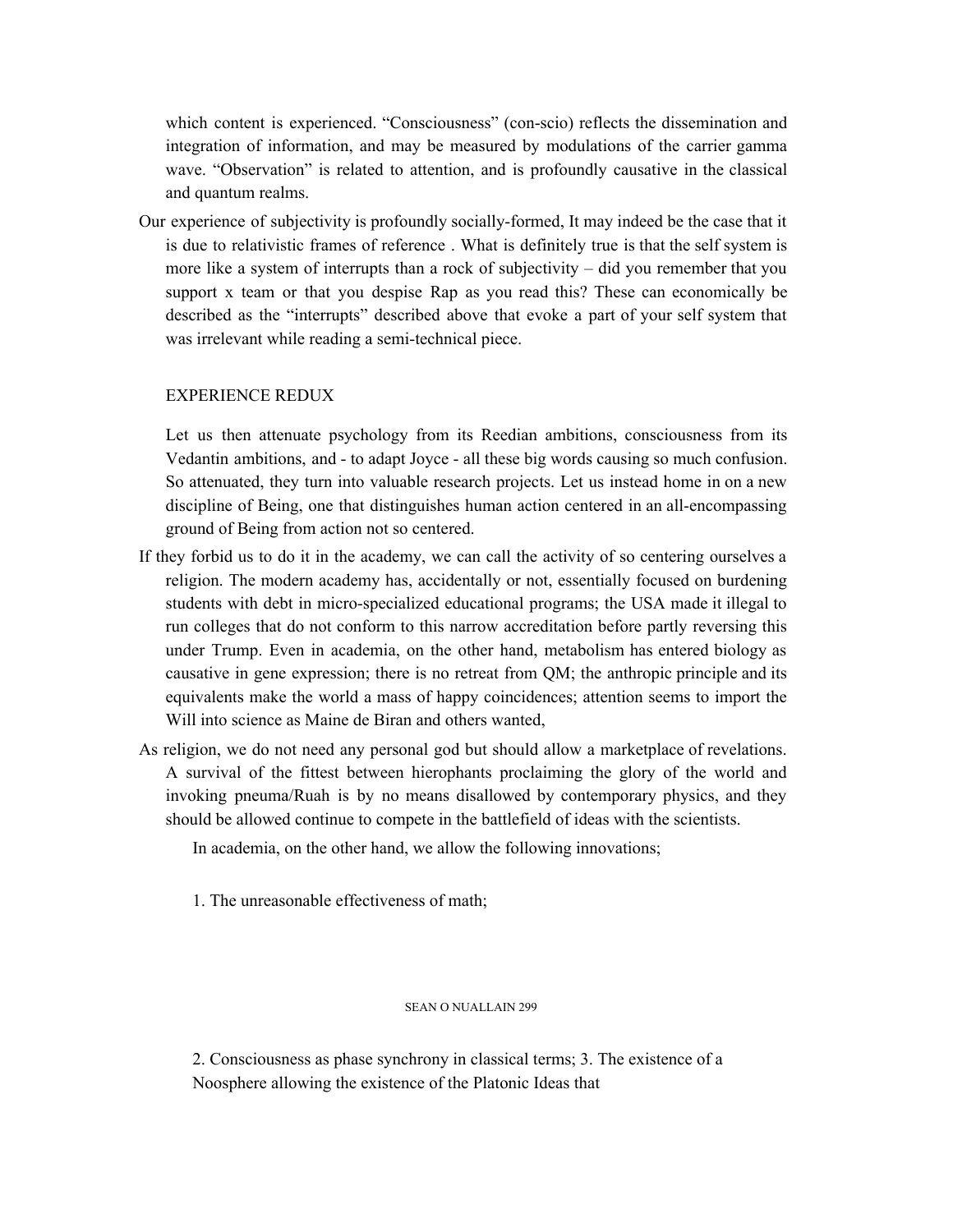which content is experienced. "Consciousness" (con-scio) reflects the dissemination and integration of information, and may be measured by modulations of the carrier gamma wave. "Observation" is related to attention, and is profoundly causative in the classical and quantum realms.

Our experience of subjectivity is profoundly socially-formed, It may indeed be the case that it is due to relativistic frames of reference . What is definitely true is that the self system is more like a system of interrupts than a rock of subjectivity – did you remember that you support x team or that you despise Rap as you read this? These can economically be described as the "interrupts" described above that evoke a part of your self system that was irrelevant while reading a semi-technical piece.

## EXPERIENCE REDUX

Let us then attenuate psychology from its Reedian ambitions, consciousness from its Vedantin ambitions, and - to adapt Joyce - all these big words causing so much confusion. So attenuated, they turn into valuable research projects. Let us instead home in on a new discipline of Being, one that distinguishes human action centered in an all-encompassing ground of Being from action not so centered.

If they forbid us to do it in the academy, we can call the activity of so centering ourselves a religion. The modern academy has, accidentally or not, essentially focused on burdening students with debt in micro-specialized educational programs; the USA made it illegal to run colleges that do not conform to this narrow accreditation before partly reversing this under Trump. Even in academia, on the other hand, metabolism has entered biology as causative in gene expression; there is no retreat from QM; the anthropic principle and its equivalents make the world a mass of happy coincidences; attention seems to import the Will into science as Maine de Biran and others wanted,

As religion, we do not need any personal god but should allow a marketplace of revelations. A survival of the fittest between hierophants proclaiming the glory of the world and invoking pneuma/Ruah is by no means disallowed by contemporary physics, and they should be allowed continue to compete in the battlefield of ideas with the scientists.

In academia, on the other hand, we allow the following innovations;

1. The unreasonable effectiveness of math;

2. Consciousness as phase synchrony in classical terms; 3. The existence of a Noosphere allowing the existence of the Platonic Ideas that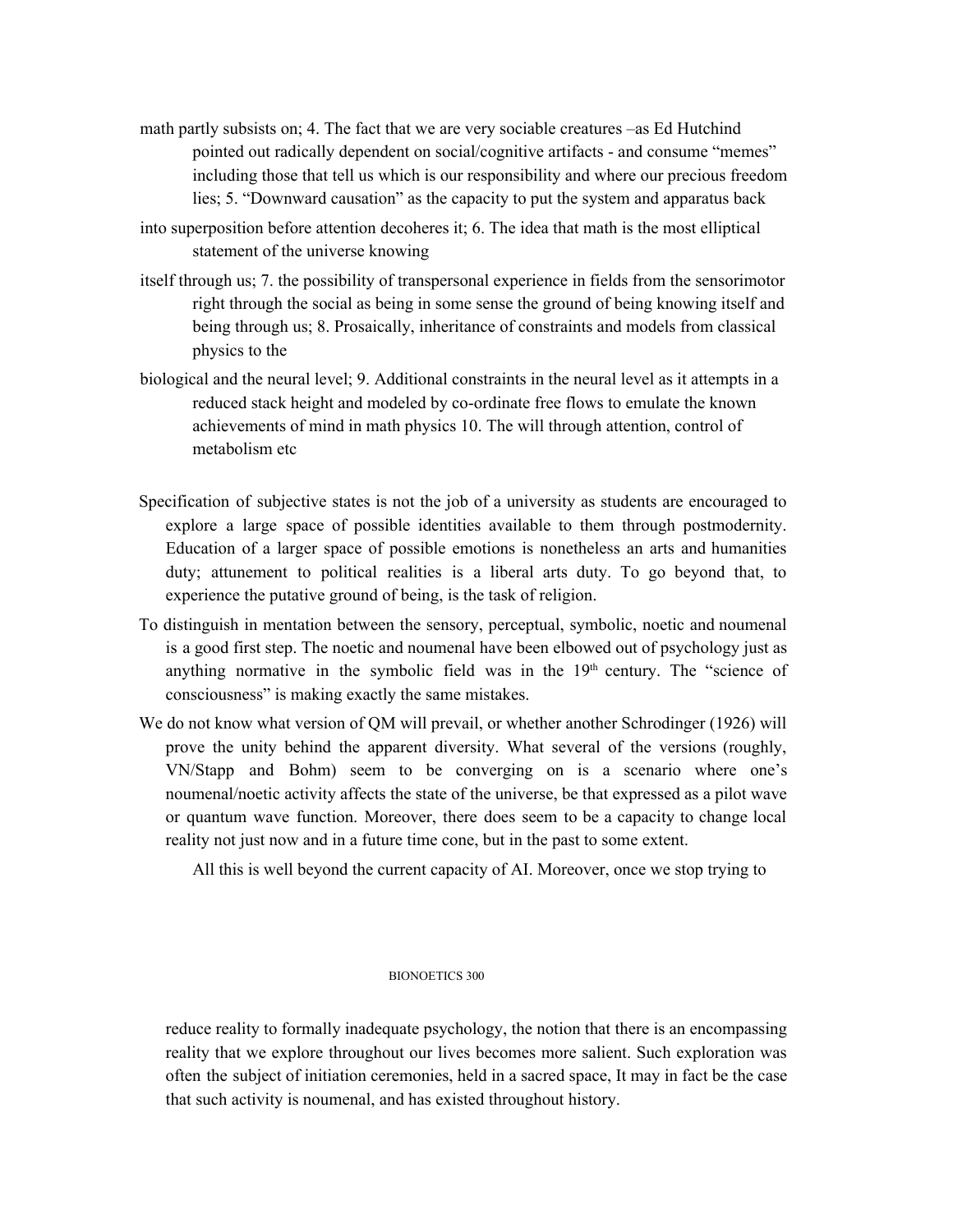math partly subsists on; 4. The fact that we are very sociable creatures –as Ed Hutchind pointed out radically dependent on social/cognitive artifacts - and consume "memes" including those that tell us which is our responsibility and where our precious freedom lies; 5. "Downward causation" as the capacity to put the system and apparatus back into superposition before attention decoheres it; 6. The idea that math is the most elliptical statement of the universe knowing itself through us; 7. the possibility of transpersonal experience in fields from the sensorimotor right through the social as being in some sense the ground of being knowing itself and being through us; 8. Prosaically, inheritance of constraints and models from classical physics to the biological and the neural level; 9. Additional constraints in the neural level as it attempts in a reduced stack height and modeled by co-ordinate free flows to emulate the known achievements of mind in math physics 10. The will through attention, control of metabolism etc

Specification of subjective states is not the job of a university as students are encouraged to explore a large space of possible identities available to them through postmodernity. Education of a larger space of possible emotions is nonetheless an arts and humanities duty; attunement to political realities is a liberal arts duty. To go beyond that, to experience the putative ground of being, is the task of religion.

To distinguish in mentation between the sensory, perceptual, symbolic, noetic and noumenal is a good first step. The noetic and noumenal have been elbowed out of psychology just as anything normative in the symbolic field was in the 19th century. The "science of consciousness" is making exactly the same mistakes.

We do not know what version of QM will prevail, or whether another Schrodinger (1926) will prove the unity behind the apparent diversity. What several of the versions (roughly, VN/Stapp and Bohm) seem to be converging on is a scenario where one's noumenal/noetic activity affects the state of the universe, be that expressed as a pilot wave or quantum wave function. Moreover, there does seem to be a capacity to change local reality not just now and in a future time cone, but in the past to some extent.

All this is well beyond the current capacity of AI. Moreover, once we stop trying to reduce reality to formally inadequate psychology, the notion that there is an encompassing reality that we explore throughout our lives becomes more salient. Such exploration was often the subject of initiation ceremonies, held in a sacred space, It may in fact be the case that such activity is noumenal, and has existed throughout history.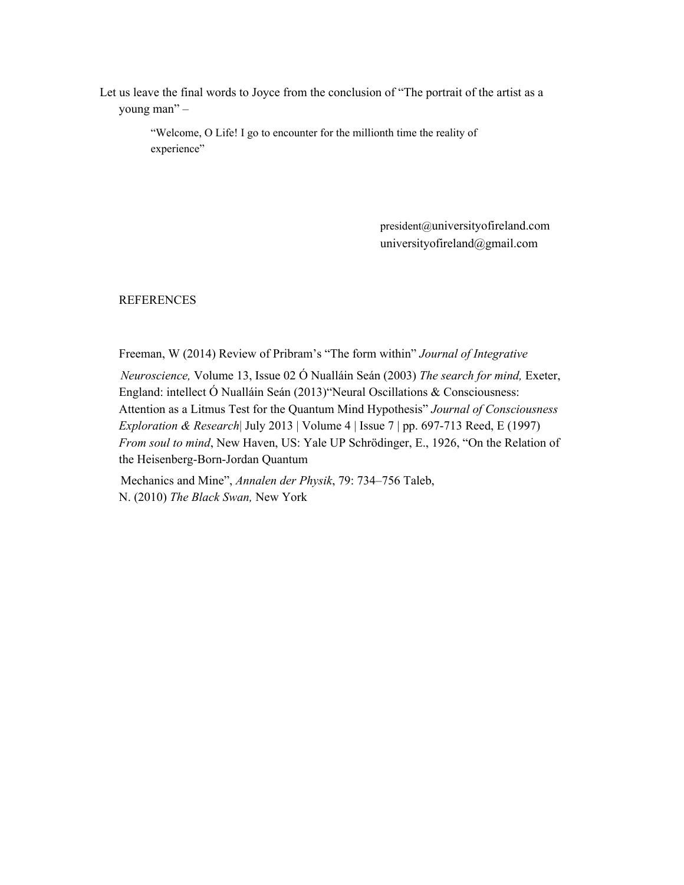Let us leave the final words to Joyce from the conclusion of "The portrait of the artist as a young man" –

> "Welcome, O Life! I go to encounter for the millionth time the reality of experience"

president@universityofireland.com
universityofireland@gmail.com

REFERENCES

Freeman, W (2014) Review of Pribram's "The form within" *Journal of Integrative Neuroscience,* Volume 13, Issue 02 Ó Nualláin Seán (2003) *The search for mind,* Exeter, England: intellect Ó Nualláin Seán (2013)"Neural Oscillations & Consciousness: Attention as a Litmus Test for the Quantum Mind Hypothesis" *Journal of Consciousness Exploration & Research*| July 2013 | Volume 4 | Issue 7 | pp. 697-713 Reed, E (1997) *From soul to mind*, New Haven, US: Yale UP Schrödinger, E., 1926, "On the Relation of the Heisenberg-Born-Jordan Quantum Mechanics and Mine", *Annalen der Physik*, 79: 734–756 Taleb, N. (2010) *The Black Swan,* New York